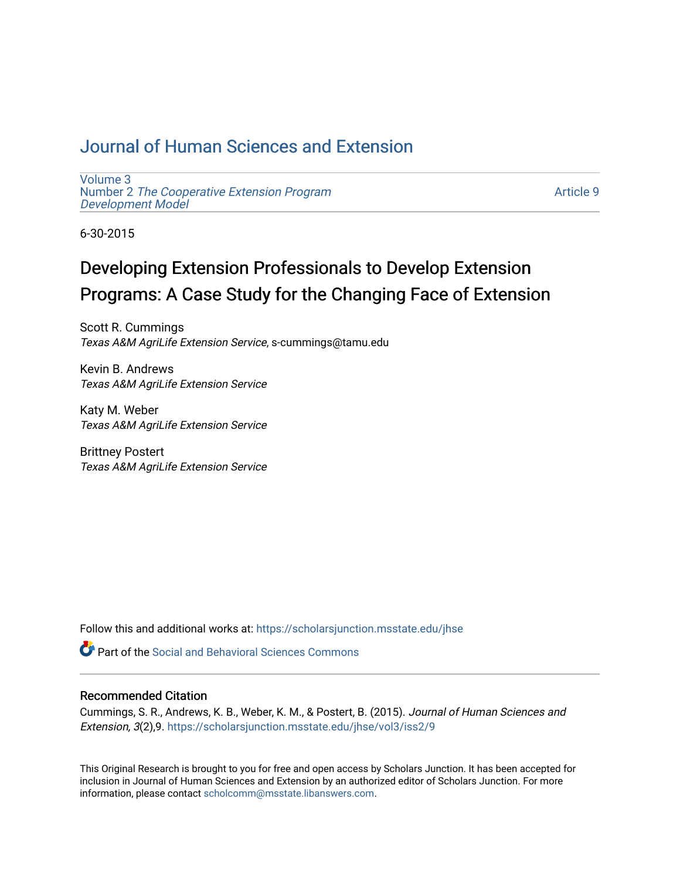# Journal of Human Sciences and Extension

Volume 3
Number 2 *The Cooperative Extension Program Development Model*

Article 9

6-30-2015

## Developing Extension Professionals to Develop Extension Programs: A Case Study for the Changing Face of Extension

Scott R. Cummings
*Texas A&M AgriLife Extension Service*, s-cummings@tamu.edu

Kevin B. Andrews
*Texas A&M AgriLife Extension Service*

Katy M. Weber
*Texas A&M AgriLife Extension Service*

Brittney Postert
*Texas A&M AgriLife Extension Service*

Follow this and additional works at: https://scholarsjunction.msstate.edu/jhse

Part of the Social and Behavioral Sciences Commons

### Recommended Citation

Cummings, S. R., Andrews, K. B., Weber, K. M., & Postert, B. (2015). *Journal of Human Sciences and Extension, 3*(2),9. https://scholarsjunction.msstate.edu/jhse/vol3/iss2/9

This Original Research is brought to you for free and open access by Scholars Junction. It has been accepted for inclusion in Journal of Human Sciences and Extension by an authorized editor of Scholars Junction. For more information, please contact scholcomm@msstate.libanswers.com.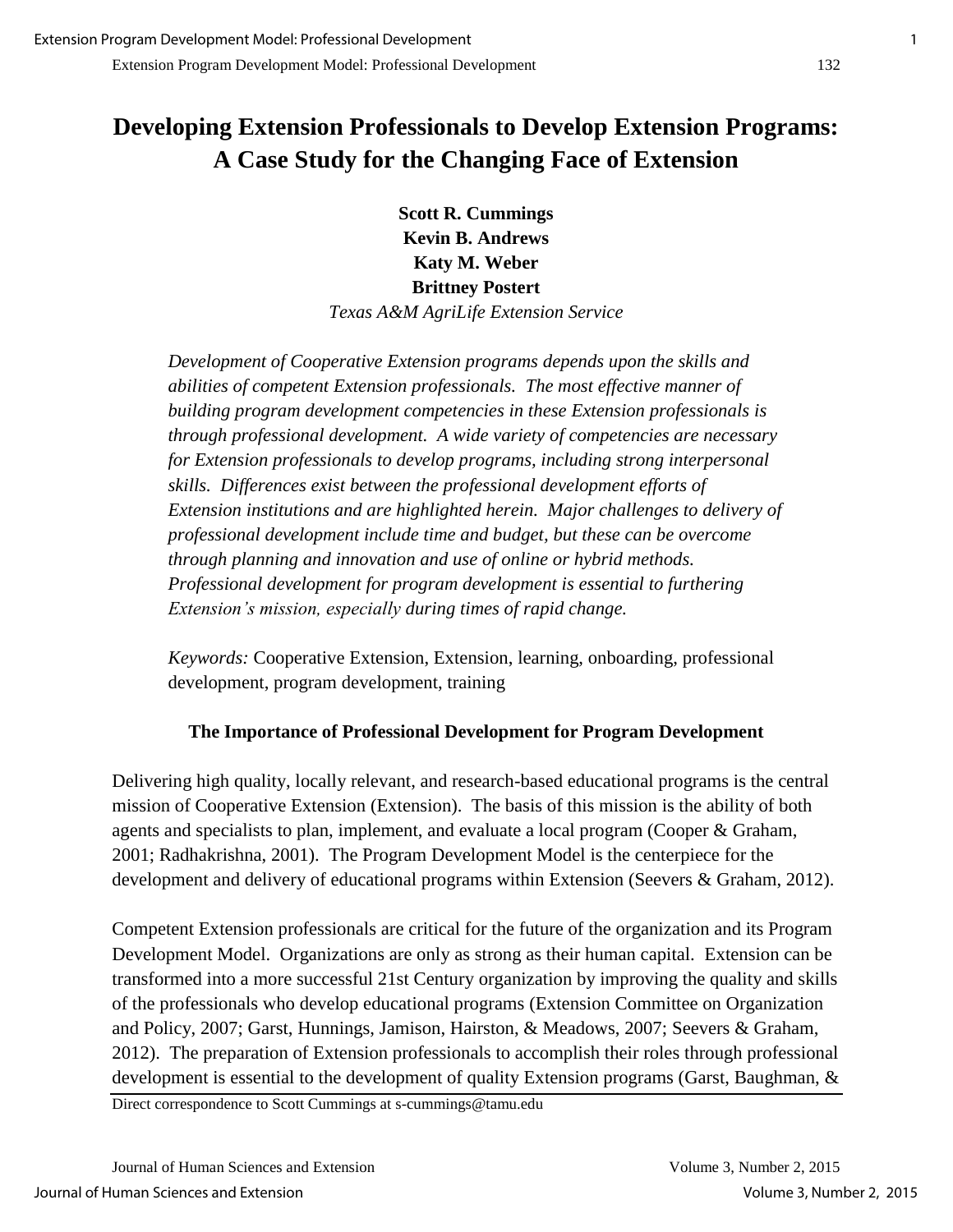# Developing Extension Professionals to Develop Extension Programs: A Case Study for the Changing Face of Extension

**Scott R. Cummings**
**Kevin B. Andrews**
**Katy M. Weber**
**Brittney Postert**
*Texas A&M AgriLife Extension Service*

*Development of Cooperative Extension programs depends upon the skills and abilities of competent Extension professionals. The most effective manner of building program development competencies in these Extension professionals is through professional development. A wide variety of competencies are necessary for Extension professionals to develop programs, including strong interpersonal skills. Differences exist between the professional development efforts of Extension institutions and are highlighted herein. Major challenges to delivery of professional development include time and budget, but these can be overcome through planning and innovation and use of online or hybrid methods. Professional development for program development is essential to furthering Extension's mission, especially during times of rapid change.*

*Keywords:* Cooperative Extension, Extension, learning, onboarding, professional development, program development, training

### The Importance of Professional Development for Program Development

Delivering high quality, locally relevant, and research-based educational programs is the central mission of Cooperative Extension (Extension). The basis of this mission is the ability of both agents and specialists to plan, implement, and evaluate a local program (Cooper & Graham, 2001; Radhakrishna, 2001). The Program Development Model is the centerpiece for the development and delivery of educational programs within Extension (Seevers & Graham, 2012).

Competent Extension professionals are critical for the future of the organization and its Program Development Model. Organizations are only as strong as their human capital. Extension can be transformed into a more successful 21st Century organization by improving the quality and skills of the professionals who develop educational programs (Extension Committee on Organization and Policy, 2007; Garst, Hunnings, Jamison, Hairston, & Meadows, 2007; Seevers & Graham, 2012). The preparation of Extension professionals to accomplish their roles through professional development is essential to the development of quality Extension programs (Garst, Baughman, &

Direct correspondence to Scott Cummings at s-cummings@tamu.edu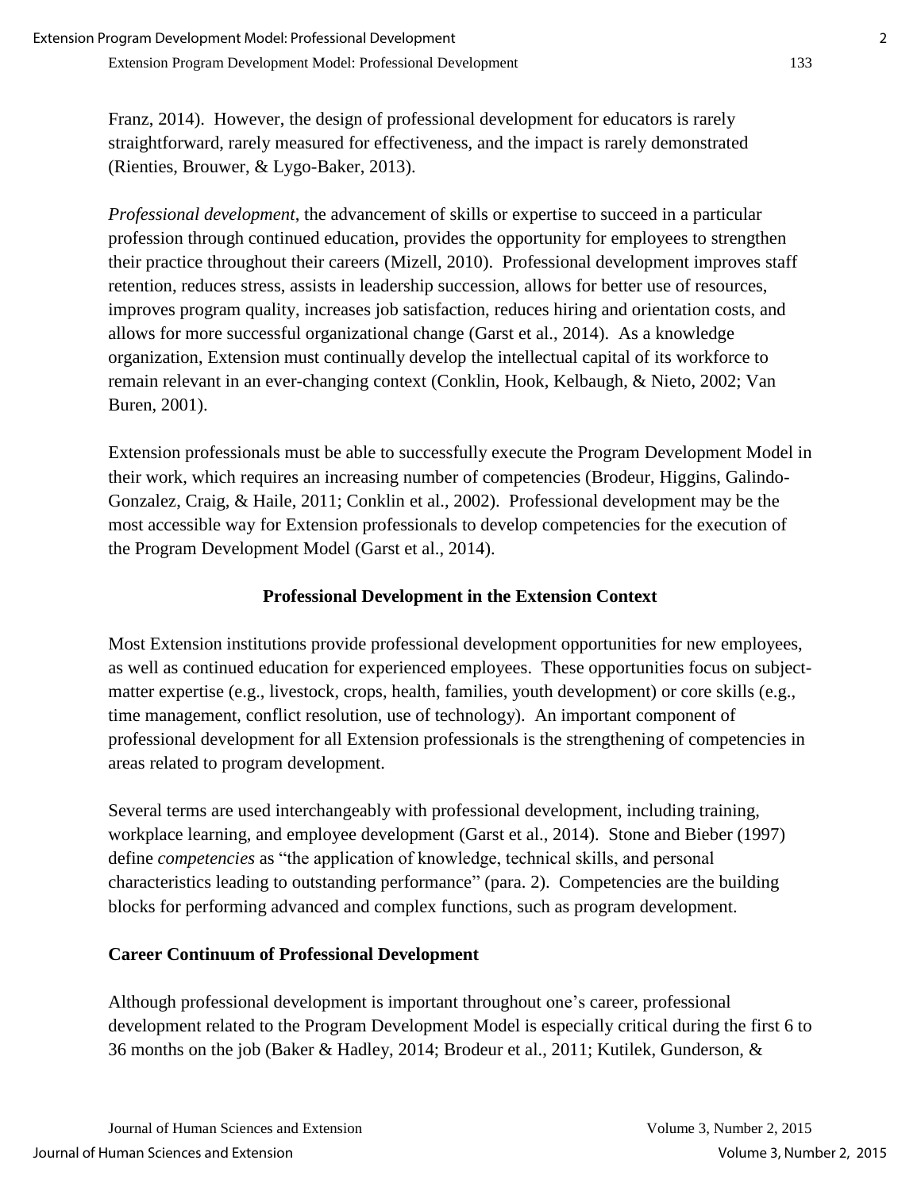Franz, 2014). However, the design of professional development for educators is rarely straightforward, rarely measured for effectiveness, and the impact is rarely demonstrated (Rienties, Brouwer, & Lygo-Baker, 2013).

*Professional development*, the advancement of skills or expertise to succeed in a particular profession through continued education, provides the opportunity for employees to strengthen their practice throughout their careers (Mizell, 2010). Professional development improves staff retention, reduces stress, assists in leadership succession, allows for better use of resources, improves program quality, increases job satisfaction, reduces hiring and orientation costs, and allows for more successful organizational change (Garst et al., 2014). As a knowledge organization, Extension must continually develop the intellectual capital of its workforce to remain relevant in an ever-changing context (Conklin, Hook, Kelbaugh, & Nieto, 2002; Van Buren, 2001).

Extension professionals must be able to successfully execute the Program Development Model in their work, which requires an increasing number of competencies (Brodeur, Higgins, Galindo-Gonzalez, Craig, & Haile, 2011; Conklin et al., 2002). Professional development may be the most accessible way for Extension professionals to develop competencies for the execution of the Program Development Model (Garst et al., 2014).

## Professional Development in the Extension Context

Most Extension institutions provide professional development opportunities for new employees, as well as continued education for experienced employees. These opportunities focus on subject-matter expertise (e.g., livestock, crops, health, families, youth development) or core skills (e.g., time management, conflict resolution, use of technology). An important component of professional development for all Extension professionals is the strengthening of competencies in areas related to program development.

Several terms are used interchangeably with professional development, including training, workplace learning, and employee development (Garst et al., 2014). Stone and Bieber (1997) define *competencies* as "the application of knowledge, technical skills, and personal characteristics leading to outstanding performance" (para. 2). Competencies are the building blocks for performing advanced and complex functions, such as program development.

### Career Continuum of Professional Development

Although professional development is important throughout one's career, professional development related to the Program Development Model is especially critical during the first 6 to 36 months on the job (Baker & Hadley, 2014; Brodeur et al., 2011; Kutilek, Gunderson, &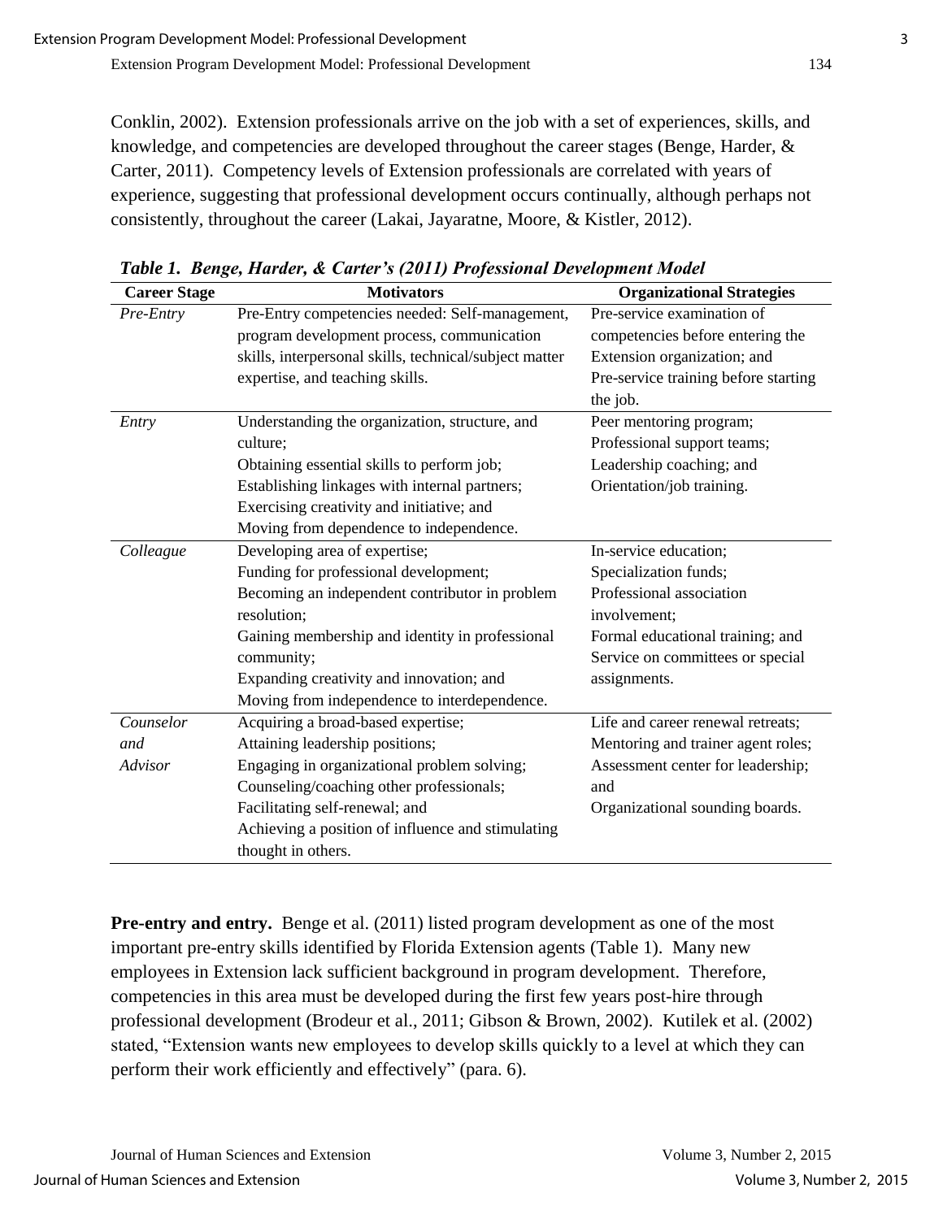Conklin, 2002). Extension professionals arrive on the job with a set of experiences, skills, and knowledge, and competencies are developed throughout the career stages (Benge, Harder, & Carter, 2011). Competency levels of Extension professionals are correlated with years of experience, suggesting that professional development occurs continually, although perhaps not consistently, throughout the career (Lakai, Jayaratne, Moore, & Kistler, 2012).

***Table 1. Benge, Harder, & Carter's (2011) Professional Development Model***

| Career Stage | Motivators | Organizational Strategies |
|---|---|---|
| *Pre-Entry* | Pre-Entry competencies needed: Self-management, program development process, communication skills, interpersonal skills, technical/subject matter expertise, and teaching skills. | Pre-service examination of competencies before entering the Extension organization; and Pre-service training before starting the job. |
| *Entry* | Understanding the organization, structure, and culture; Obtaining essential skills to perform job; Establishing linkages with internal partners; Exercising creativity and initiative; and Moving from dependence to independence. | Peer mentoring program; Professional support teams; Leadership coaching; and Orientation/job training. |
| *Colleague* | Developing area of expertise; Funding for professional development; Becoming an independent contributor in problem resolution; Gaining membership and identity in professional community; Expanding creativity and innovation; and Moving from independence to interdependence. | In-service education; Specialization funds; Professional association involvement; Formal educational training; and Service on committees or special assignments. |
| *Counselor and Advisor* | Acquiring a broad-based expertise; Attaining leadership positions; Engaging in organizational problem solving; Counseling/coaching other professionals; Facilitating self-renewal; and Achieving a position of influence and stimulating thought in others. | Life and career renewal retreats; Mentoring and trainer agent roles; Assessment center for leadership; and Organizational sounding boards. |

**Pre-entry and entry.** Benge et al. (2011) listed program development as one of the most important pre-entry skills identified by Florida Extension agents (Table 1). Many new employees in Extension lack sufficient background in program development. Therefore, competencies in this area must be developed during the first few years post-hire through professional development (Brodeur et al., 2011; Gibson & Brown, 2002). Kutilek et al. (2002) stated, "Extension wants new employees to develop skills quickly to a level at which they can perform their work efficiently and effectively" (para. 6).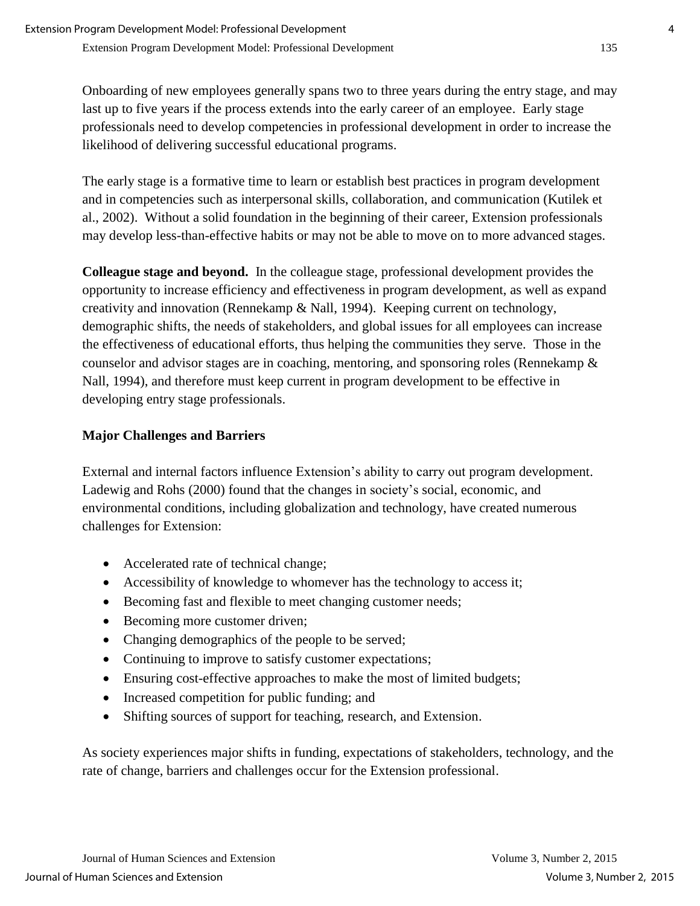Onboarding of new employees generally spans two to three years during the entry stage, and may last up to five years if the process extends into the early career of an employee. Early stage professionals need to develop competencies in professional development in order to increase the likelihood of delivering successful educational programs.

The early stage is a formative time to learn or establish best practices in program development and in competencies such as interpersonal skills, collaboration, and communication (Kutilek et al., 2002). Without a solid foundation in the beginning of their career, Extension professionals may develop less-than-effective habits or may not be able to move on to more advanced stages.

**Colleague stage and beyond.** In the colleague stage, professional development provides the opportunity to increase efficiency and effectiveness in program development, as well as expand creativity and innovation (Rennekamp & Nall, 1994). Keeping current on technology, demographic shifts, the needs of stakeholders, and global issues for all employees can increase the effectiveness of educational efforts, thus helping the communities they serve. Those in the counselor and advisor stages are in coaching, mentoring, and sponsoring roles (Rennekamp & Nall, 1994), and therefore must keep current in program development to be effective in developing entry stage professionals.

### Major Challenges and Barriers

External and internal factors influence Extension's ability to carry out program development. Ladewig and Rohs (2000) found that the changes in society's social, economic, and environmental conditions, including globalization and technology, have created numerous challenges for Extension:

- Accelerated rate of technical change;
- Accessibility of knowledge to whomever has the technology to access it;
- Becoming fast and flexible to meet changing customer needs;
- Becoming more customer driven;
- Changing demographics of the people to be served;
- Continuing to improve to satisfy customer expectations;
- Ensuring cost-effective approaches to make the most of limited budgets;
- Increased competition for public funding; and
- Shifting sources of support for teaching, research, and Extension.

As society experiences major shifts in funding, expectations of stakeholders, technology, and the rate of change, barriers and challenges occur for the Extension professional.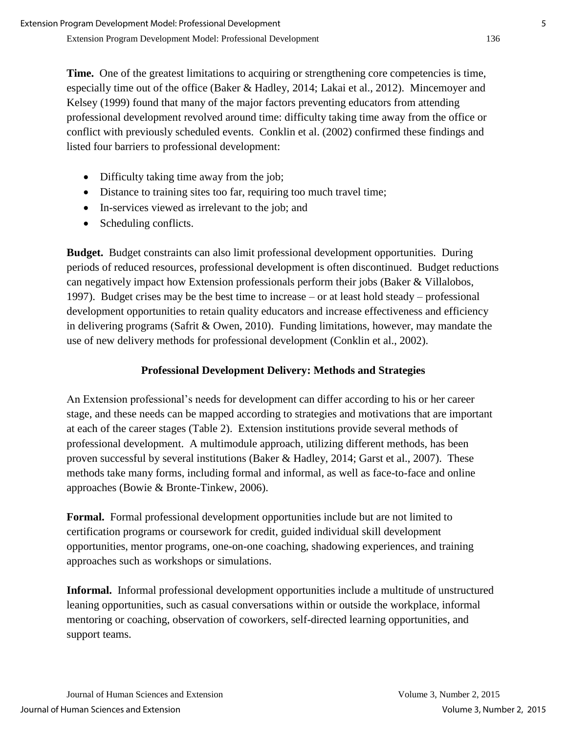**Time.** One of the greatest limitations to acquiring or strengthening core competencies is time, especially time out of the office (Baker & Hadley, 2014; Lakai et al., 2012). Mincemoyer and Kelsey (1999) found that many of the major factors preventing educators from attending professional development revolved around time: difficulty taking time away from the office or conflict with previously scheduled events. Conklin et al. (2002) confirmed these findings and listed four barriers to professional development:

- Difficulty taking time away from the job;
- Distance to training sites too far, requiring too much travel time;
- In-services viewed as irrelevant to the job; and
- Scheduling conflicts.

**Budget.** Budget constraints can also limit professional development opportunities. During periods of reduced resources, professional development is often discontinued. Budget reductions can negatively impact how Extension professionals perform their jobs (Baker & Villalobos, 1997). Budget crises may be the best time to increase – or at least hold steady – professional development opportunities to retain quality educators and increase effectiveness and efficiency in delivering programs (Safrit & Owen, 2010). Funding limitations, however, may mandate the use of new delivery methods for professional development (Conklin et al., 2002).

## Professional Development Delivery: Methods and Strategies

An Extension professional's needs for development can differ according to his or her career stage, and these needs can be mapped according to strategies and motivations that are important at each of the career stages (Table 2). Extension institutions provide several methods of professional development. A multimodule approach, utilizing different methods, has been proven successful by several institutions (Baker & Hadley, 2014; Garst et al., 2007). These methods take many forms, including formal and informal, as well as face-to-face and online approaches (Bowie & Bronte-Tinkew, 2006).

**Formal.** Formal professional development opportunities include but are not limited to certification programs or coursework for credit, guided individual skill development opportunities, mentor programs, one-on-one coaching, shadowing experiences, and training approaches such as workshops or simulations.

**Informal.** Informal professional development opportunities include a multitude of unstructured leaning opportunities, such as casual conversations within or outside the workplace, informal mentoring or coaching, observation of coworkers, self-directed learning opportunities, and support teams.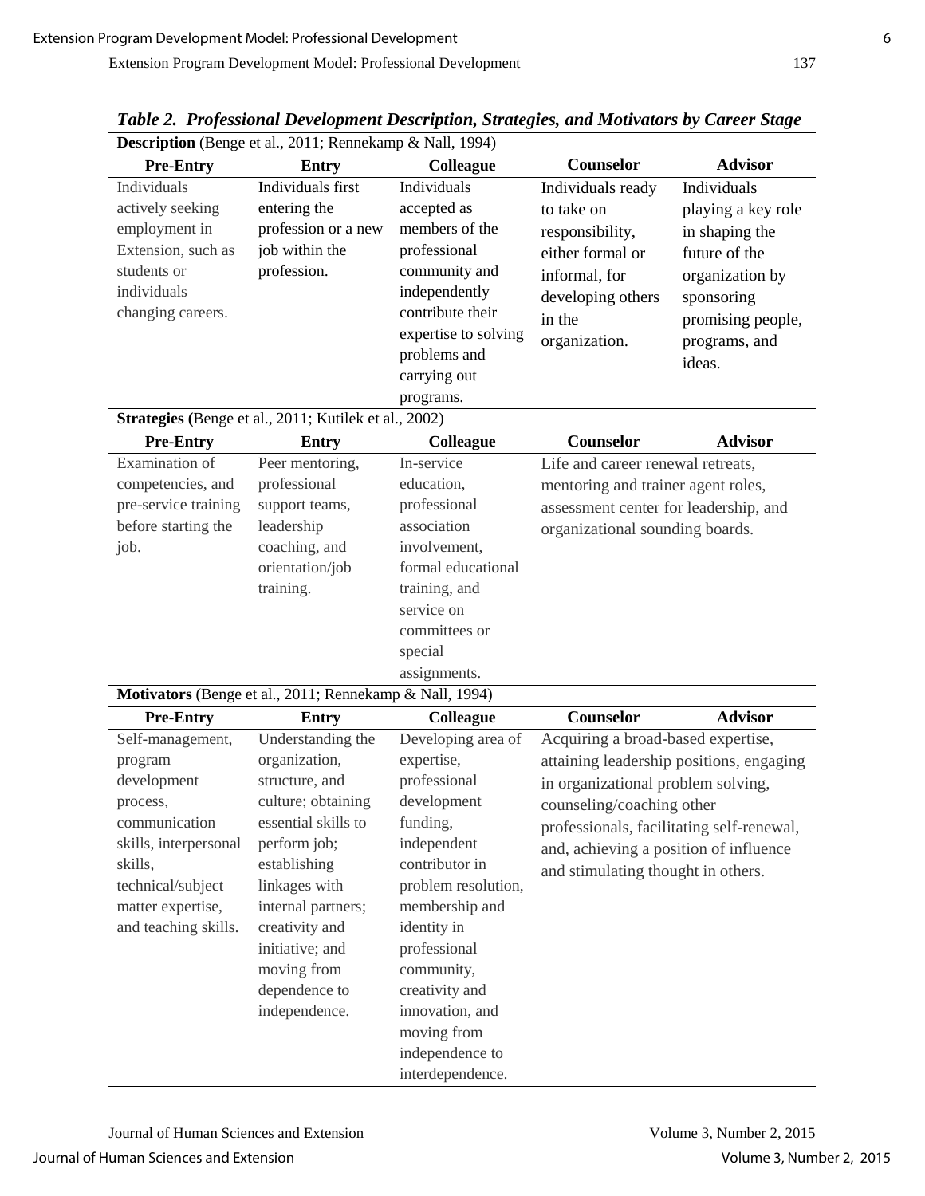***Table 2. Professional Development Description, Strategies, and Motivators by Career Stage***

| **Description** (Benge et al., 2011; Rennekamp & Nall, 1994) | | | | |
|---|---|---|---|---|
| **Pre-Entry** | **Entry** | **Colleague** | **Counselor** | **Advisor** |
| Individuals actively seeking employment in Extension, such as students or individuals changing careers. | Individuals first entering the profession or a new job within the profession. | Individuals accepted as members of the professional community and independently contribute their expertise to solving problems and carrying out programs. | Individuals ready to take on responsibility, either formal or informal, for developing others in the organization. | Individuals playing a key role in shaping the future of the organization by sponsoring promising people, programs, and ideas. |
| **Strategies (**Benge et al., 2011; Kutilek et al., 2002) | | | | |
| **Pre-Entry** | **Entry** | **Colleague** | **Counselor** | **Advisor** |
| Examination of competencies, and pre-service training before starting the job. | Peer mentoring, professional support teams, leadership coaching, and orientation/job training. | In-service education, professional association involvement, formal educational training, and service on committees or special assignments. | Life and career renewal retreats, mentoring and trainer agent roles, assessment center for leadership, and organizational sounding boards. | |
| **Motivators** (Benge et al., 2011; Rennekamp & Nall, 1994) | | | | |
| **Pre-Entry** | **Entry** | **Colleague** | **Counselor** | **Advisor** |
| Self-management, program development process, communication skills, interpersonal skills, technical/subject matter expertise, and teaching skills. | Understanding the organization, structure, and culture; obtaining essential skills to perform job; establishing linkages with internal partners; creativity and initiative; and moving from dependence to independence. | Developing area of expertise, professional development funding, independent contributor in problem resolution, membership and identity in professional community, creativity and innovation, and moving from independence to interdependence. | Acquiring a broad-based expertise, attaining leadership positions, engaging in organizational problem solving, counseling/coaching other professionals, facilitating self-renewal, and, achieving a position of influence and stimulating thought in others. | |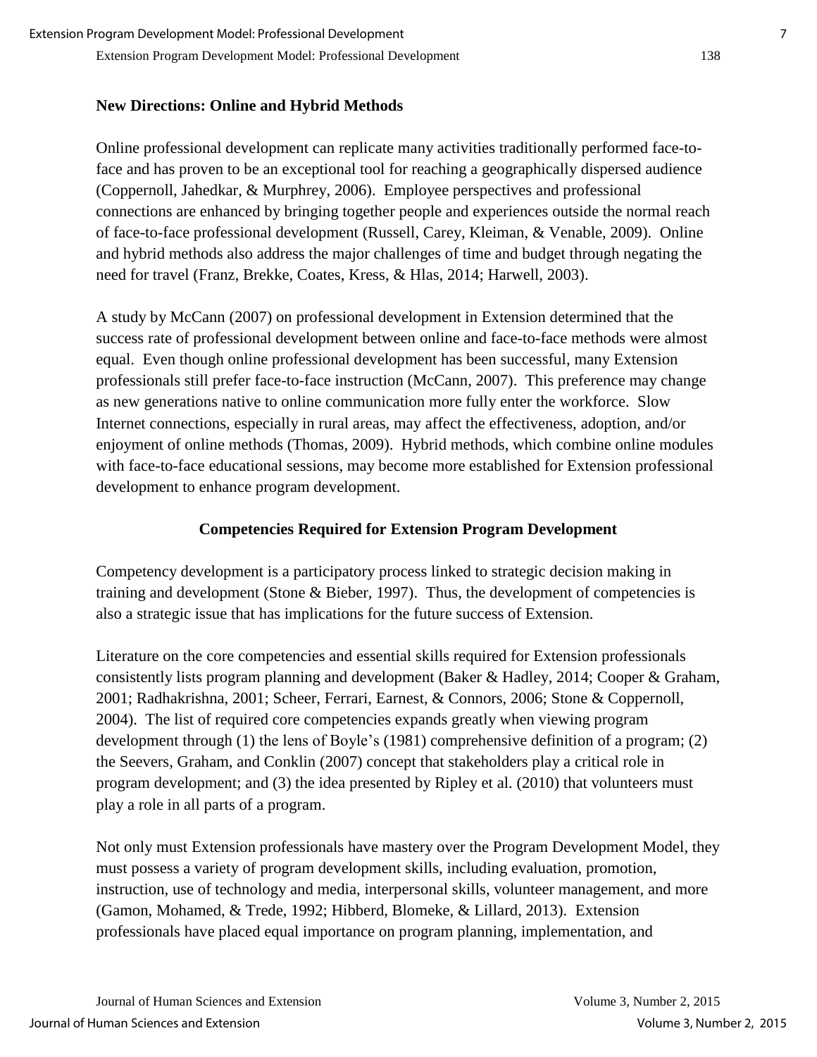### New Directions: Online and Hybrid Methods

Online professional development can replicate many activities traditionally performed face-to-face and has proven to be an exceptional tool for reaching a geographically dispersed audience (Coppernoll, Jahedkar, & Murphrey, 2006). Employee perspectives and professional connections are enhanced by bringing together people and experiences outside the normal reach of face-to-face professional development (Russell, Carey, Kleiman, & Venable, 2009). Online and hybrid methods also address the major challenges of time and budget through negating the need for travel (Franz, Brekke, Coates, Kress, & Hlas, 2014; Harwell, 2003).

A study by McCann (2007) on professional development in Extension determined that the success rate of professional development between online and face-to-face methods were almost equal. Even though online professional development has been successful, many Extension professionals still prefer face-to-face instruction (McCann, 2007). This preference may change as new generations native to online communication more fully enter the workforce. Slow Internet connections, especially in rural areas, may affect the effectiveness, adoption, and/or enjoyment of online methods (Thomas, 2009). Hybrid methods, which combine online modules with face-to-face educational sessions, may become more established for Extension professional development to enhance program development.

## Competencies Required for Extension Program Development

Competency development is a participatory process linked to strategic decision making in training and development (Stone & Bieber, 1997). Thus, the development of competencies is also a strategic issue that has implications for the future success of Extension.

Literature on the core competencies and essential skills required for Extension professionals consistently lists program planning and development (Baker & Hadley, 2014; Cooper & Graham, 2001; Radhakrishna, 2001; Scheer, Ferrari, Earnest, & Connors, 2006; Stone & Coppernoll, 2004). The list of required core competencies expands greatly when viewing program development through (1) the lens of Boyle's (1981) comprehensive definition of a program; (2) the Seevers, Graham, and Conklin (2007) concept that stakeholders play a critical role in program development; and (3) the idea presented by Ripley et al. (2010) that volunteers must play a role in all parts of a program.

Not only must Extension professionals have mastery over the Program Development Model, they must possess a variety of program development skills, including evaluation, promotion, instruction, use of technology and media, interpersonal skills, volunteer management, and more (Gamon, Mohamed, & Trede, 1992; Hibberd, Blomeke, & Lillard, 2013). Extension professionals have placed equal importance on program planning, implementation, and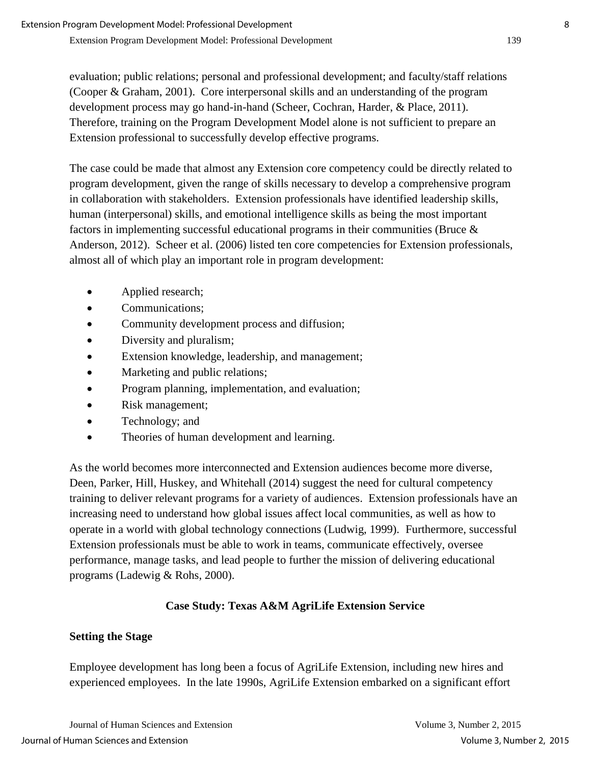evaluation; public relations; personal and professional development; and faculty/staff relations (Cooper & Graham, 2001). Core interpersonal skills and an understanding of the program development process may go hand-in-hand (Scheer, Cochran, Harder, & Place, 2011). Therefore, training on the Program Development Model alone is not sufficient to prepare an Extension professional to successfully develop effective programs.

The case could be made that almost any Extension core competency could be directly related to program development, given the range of skills necessary to develop a comprehensive program in collaboration with stakeholders. Extension professionals have identified leadership skills, human (interpersonal) skills, and emotional intelligence skills as being the most important factors in implementing successful educational programs in their communities (Bruce & Anderson, 2012). Scheer et al. (2006) listed ten core competencies for Extension professionals, almost all of which play an important role in program development:

- Applied research;
- Communications;
- Community development process and diffusion;
- Diversity and pluralism;
- Extension knowledge, leadership, and management;
- Marketing and public relations;
- Program planning, implementation, and evaluation;
- Risk management;
- Technology; and
- Theories of human development and learning.

As the world becomes more interconnected and Extension audiences become more diverse, Deen, Parker, Hill, Huskey, and Whitehall (2014) suggest the need for cultural competency training to deliver relevant programs for a variety of audiences. Extension professionals have an increasing need to understand how global issues affect local communities, as well as how to operate in a world with global technology connections (Ludwig, 1999). Furthermore, successful Extension professionals must be able to work in teams, communicate effectively, oversee performance, manage tasks, and lead people to further the mission of delivering educational programs (Ladewig & Rohs, 2000).

## Case Study: Texas A&M AgriLife Extension Service

### Setting the Stage

Employee development has long been a focus of AgriLife Extension, including new hires and experienced employees. In the late 1990s, AgriLife Extension embarked on a significant effort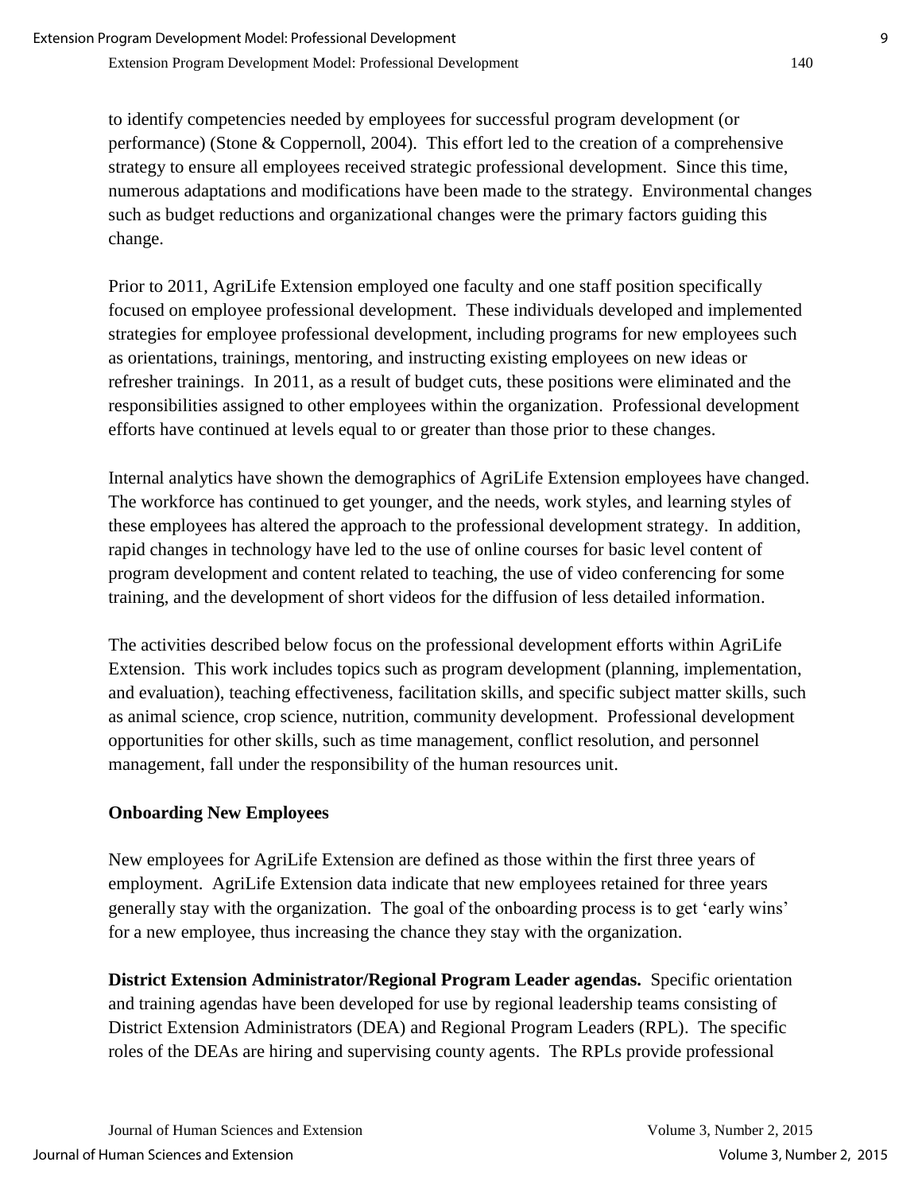to identify competencies needed by employees for successful program development (or performance) (Stone & Coppernoll, 2004). This effort led to the creation of a comprehensive strategy to ensure all employees received strategic professional development. Since this time, numerous adaptations and modifications have been made to the strategy. Environmental changes such as budget reductions and organizational changes were the primary factors guiding this change.

Prior to 2011, AgriLife Extension employed one faculty and one staff position specifically focused on employee professional development. These individuals developed and implemented strategies for employee professional development, including programs for new employees such as orientations, trainings, mentoring, and instructing existing employees on new ideas or refresher trainings. In 2011, as a result of budget cuts, these positions were eliminated and the responsibilities assigned to other employees within the organization. Professional development efforts have continued at levels equal to or greater than those prior to these changes.

Internal analytics have shown the demographics of AgriLife Extension employees have changed. The workforce has continued to get younger, and the needs, work styles, and learning styles of these employees has altered the approach to the professional development strategy. In addition, rapid changes in technology have led to the use of online courses for basic level content of program development and content related to teaching, the use of video conferencing for some training, and the development of short videos for the diffusion of less detailed information.

The activities described below focus on the professional development efforts within AgriLife Extension. This work includes topics such as program development (planning, implementation, and evaluation), teaching effectiveness, facilitation skills, and specific subject matter skills, such as animal science, crop science, nutrition, community development. Professional development opportunities for other skills, such as time management, conflict resolution, and personnel management, fall under the responsibility of the human resources unit.

**Onboarding New Employees**

New employees for AgriLife Extension are defined as those within the first three years of employment. AgriLife Extension data indicate that new employees retained for three years generally stay with the organization. The goal of the onboarding process is to get 'early wins' for a new employee, thus increasing the chance they stay with the organization.

**District Extension Administrator/Regional Program Leader agendas.** Specific orientation and training agendas have been developed for use by regional leadership teams consisting of District Extension Administrators (DEA) and Regional Program Leaders (RPL). The specific roles of the DEAs are hiring and supervising county agents. The RPLs provide professional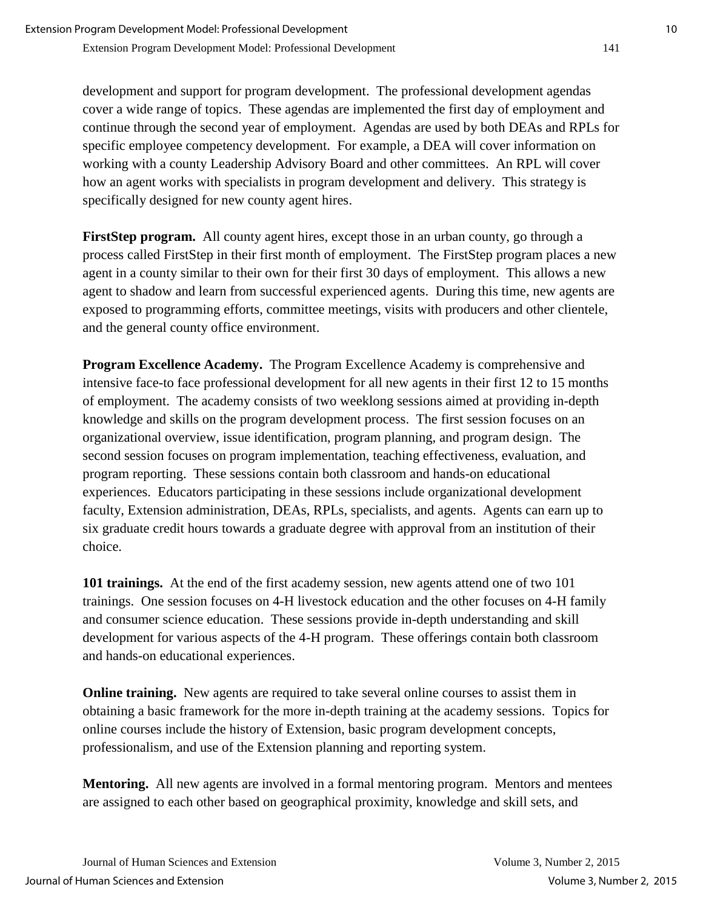development and support for program development. The professional development agendas cover a wide range of topics. These agendas are implemented the first day of employment and continue through the second year of employment. Agendas are used by both DEAs and RPLs for specific employee competency development. For example, a DEA will cover information on working with a county Leadership Advisory Board and other committees. An RPL will cover how an agent works with specialists in program development and delivery. This strategy is specifically designed for new county agent hires.

**FirstStep program.** All county agent hires, except those in an urban county, go through a process called FirstStep in their first month of employment. The FirstStep program places a new agent in a county similar to their own for their first 30 days of employment. This allows a new agent to shadow and learn from successful experienced agents. During this time, new agents are exposed to programming efforts, committee meetings, visits with producers and other clientele, and the general county office environment.

**Program Excellence Academy.** The Program Excellence Academy is comprehensive and intensive face-to face professional development for all new agents in their first 12 to 15 months of employment. The academy consists of two weeklong sessions aimed at providing in-depth knowledge and skills on the program development process. The first session focuses on an organizational overview, issue identification, program planning, and program design. The second session focuses on program implementation, teaching effectiveness, evaluation, and program reporting. These sessions contain both classroom and hands-on educational experiences. Educators participating in these sessions include organizational development faculty, Extension administration, DEAs, RPLs, specialists, and agents. Agents can earn up to six graduate credit hours towards a graduate degree with approval from an institution of their choice.

**101 trainings.** At the end of the first academy session, new agents attend one of two 101 trainings. One session focuses on 4-H livestock education and the other focuses on 4-H family and consumer science education. These sessions provide in-depth understanding and skill development for various aspects of the 4-H program. These offerings contain both classroom and hands-on educational experiences.

**Online training.** New agents are required to take several online courses to assist them in obtaining a basic framework for the more in-depth training at the academy sessions. Topics for online courses include the history of Extension, basic program development concepts, professionalism, and use of the Extension planning and reporting system.

**Mentoring.** All new agents are involved in a formal mentoring program. Mentors and mentees are assigned to each other based on geographical proximity, knowledge and skill sets, and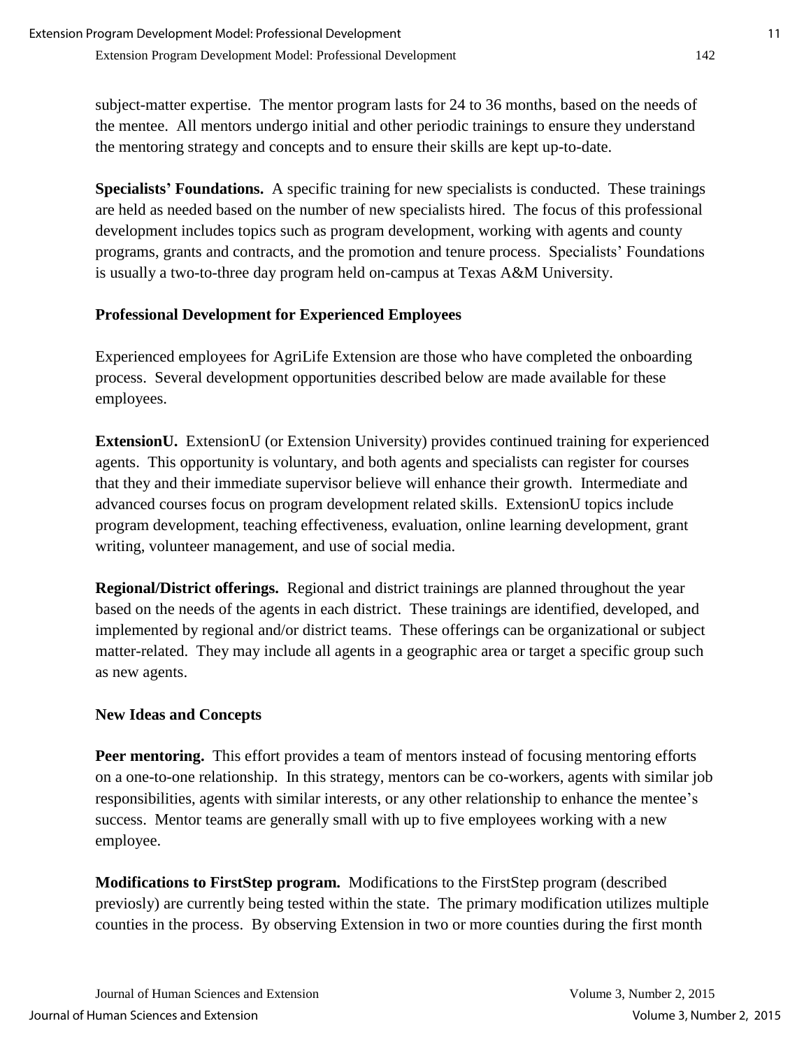subject-matter expertise. The mentor program lasts for 24 to 36 months, based on the needs of the mentee. All mentors undergo initial and other periodic trainings to ensure they understand the mentoring strategy and concepts and to ensure their skills are kept up-to-date.

**Specialists' Foundations.** A specific training for new specialists is conducted. These trainings are held as needed based on the number of new specialists hired. The focus of this professional development includes topics such as program development, working with agents and county programs, grants and contracts, and the promotion and tenure process. Specialists' Foundations is usually a two-to-three day program held on-campus at Texas A&M University.

### Professional Development for Experienced Employees

Experienced employees for AgriLife Extension are those who have completed the onboarding process. Several development opportunities described below are made available for these employees.

**ExtensionU.** ExtensionU (or Extension University) provides continued training for experienced agents. This opportunity is voluntary, and both agents and specialists can register for courses that they and their immediate supervisor believe will enhance their growth. Intermediate and advanced courses focus on program development related skills. ExtensionU topics include program development, teaching effectiveness, evaluation, online learning development, grant writing, volunteer management, and use of social media.

**Regional/District offerings.** Regional and district trainings are planned throughout the year based on the needs of the agents in each district. These trainings are identified, developed, and implemented by regional and/or district teams. These offerings can be organizational or subject matter-related. They may include all agents in a geographic area or target a specific group such as new agents.

### New Ideas and Concepts

**Peer mentoring.** This effort provides a team of mentors instead of focusing mentoring efforts on a one-to-one relationship. In this strategy, mentors can be co-workers, agents with similar job responsibilities, agents with similar interests, or any other relationship to enhance the mentee's success. Mentor teams are generally small with up to five employees working with a new employee.

**Modifications to FirstStep program.** Modifications to the FirstStep program (described previosly) are currently being tested within the state. The primary modification utilizes multiple counties in the process. By observing Extension in two or more counties during the first month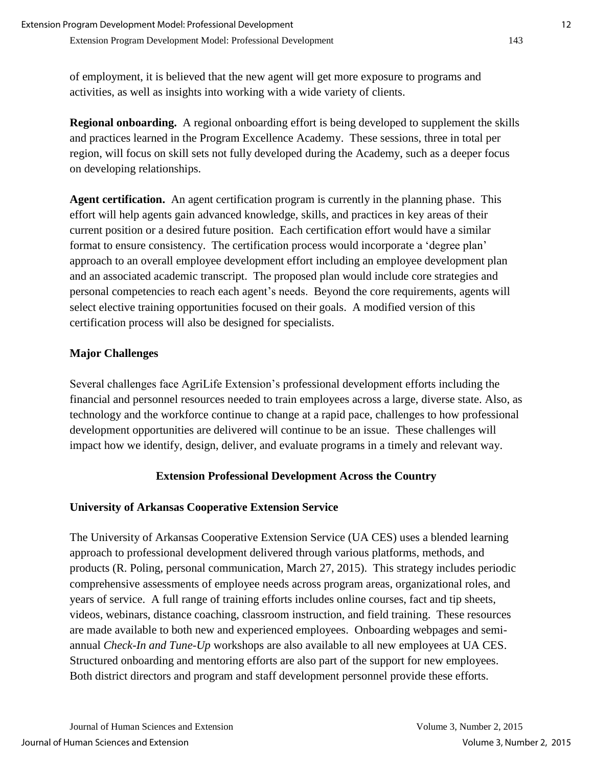of employment, it is believed that the new agent will get more exposure to programs and activities, as well as insights into working with a wide variety of clients.

**Regional onboarding.** A regional onboarding effort is being developed to supplement the skills and practices learned in the Program Excellence Academy. These sessions, three in total per region, will focus on skill sets not fully developed during the Academy, such as a deeper focus on developing relationships.

**Agent certification.** An agent certification program is currently in the planning phase. This effort will help agents gain advanced knowledge, skills, and practices in key areas of their current position or a desired future position. Each certification effort would have a similar format to ensure consistency. The certification process would incorporate a 'degree plan' approach to an overall employee development effort including an employee development plan and an associated academic transcript. The proposed plan would include core strategies and personal competencies to reach each agent's needs. Beyond the core requirements, agents will select elective training opportunities focused on their goals. A modified version of this certification process will also be designed for specialists.

### Major Challenges

Several challenges face AgriLife Extension's professional development efforts including the financial and personnel resources needed to train employees across a large, diverse state. Also, as technology and the workforce continue to change at a rapid pace, challenges to how professional development opportunities are delivered will continue to be an issue. These challenges will impact how we identify, design, deliver, and evaluate programs in a timely and relevant way.

## Extension Professional Development Across the Country

### University of Arkansas Cooperative Extension Service

The University of Arkansas Cooperative Extension Service (UA CES) uses a blended learning approach to professional development delivered through various platforms, methods, and products (R. Poling, personal communication, March 27, 2015). This strategy includes periodic comprehensive assessments of employee needs across program areas, organizational roles, and years of service. A full range of training efforts includes online courses, fact and tip sheets, videos, webinars, distance coaching, classroom instruction, and field training. These resources are made available to both new and experienced employees. Onboarding webpages and semi-annual *Check-In and Tune-Up* workshops are also available to all new employees at UA CES. Structured onboarding and mentoring efforts are also part of the support for new employees. Both district directors and program and staff development personnel provide these efforts.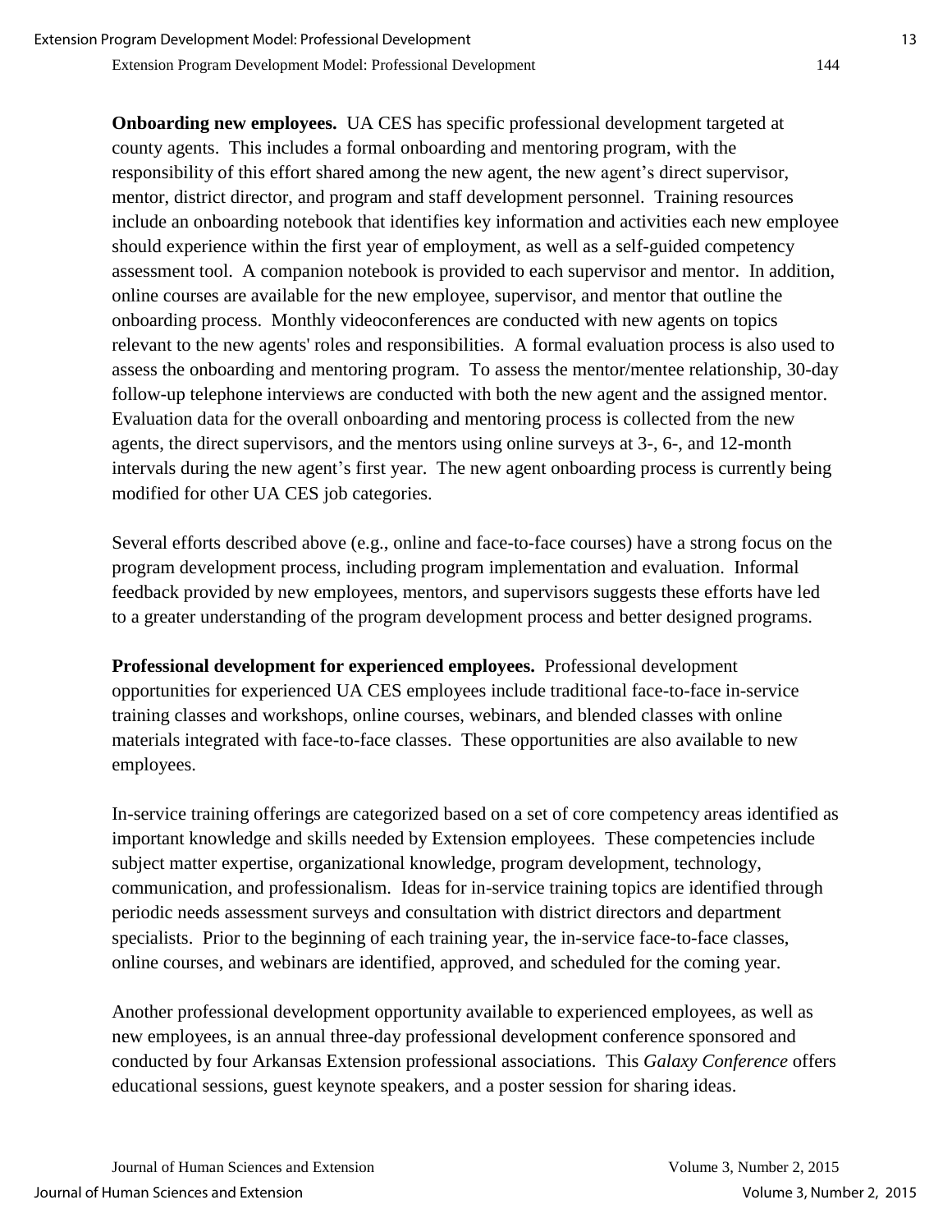**Onboarding new employees.** UA CES has specific professional development targeted at county agents. This includes a formal onboarding and mentoring program, with the responsibility of this effort shared among the new agent, the new agent's direct supervisor, mentor, district director, and program and staff development personnel. Training resources include an onboarding notebook that identifies key information and activities each new employee should experience within the first year of employment, as well as a self-guided competency assessment tool. A companion notebook is provided to each supervisor and mentor. In addition, online courses are available for the new employee, supervisor, and mentor that outline the onboarding process. Monthly videoconferences are conducted with new agents on topics relevant to the new agents' roles and responsibilities. A formal evaluation process is also used to assess the onboarding and mentoring program. To assess the mentor/mentee relationship, 30-day follow-up telephone interviews are conducted with both the new agent and the assigned mentor. Evaluation data for the overall onboarding and mentoring process is collected from the new agents, the direct supervisors, and the mentors using online surveys at 3-, 6-, and 12-month intervals during the new agent's first year. The new agent onboarding process is currently being modified for other UA CES job categories.

Several efforts described above (e.g., online and face-to-face courses) have a strong focus on the program development process, including program implementation and evaluation. Informal feedback provided by new employees, mentors, and supervisors suggests these efforts have led to a greater understanding of the program development process and better designed programs.

**Professional development for experienced employees.** Professional development opportunities for experienced UA CES employees include traditional face-to-face in-service training classes and workshops, online courses, webinars, and blended classes with online materials integrated with face-to-face classes. These opportunities are also available to new employees.

In-service training offerings are categorized based on a set of core competency areas identified as important knowledge and skills needed by Extension employees. These competencies include subject matter expertise, organizational knowledge, program development, technology, communication, and professionalism. Ideas for in-service training topics are identified through periodic needs assessment surveys and consultation with district directors and department specialists. Prior to the beginning of each training year, the in-service face-to-face classes, online courses, and webinars are identified, approved, and scheduled for the coming year.

Another professional development opportunity available to experienced employees, as well as new employees, is an annual three-day professional development conference sponsored and conducted by four Arkansas Extension professional associations. This *Galaxy Conference* offers educational sessions, guest keynote speakers, and a poster session for sharing ideas.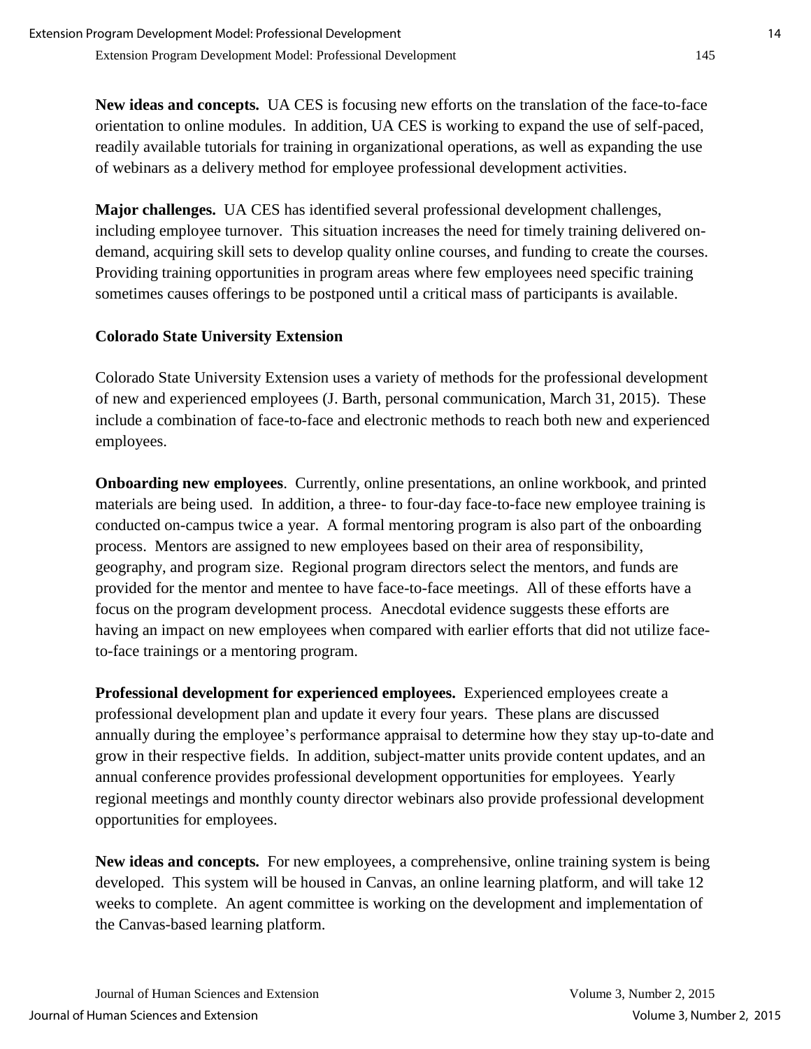**New ideas and concepts.** UA CES is focusing new efforts on the translation of the face-to-face orientation to online modules. In addition, UA CES is working to expand the use of self-paced, readily available tutorials for training in organizational operations, as well as expanding the use of webinars as a delivery method for employee professional development activities.

**Major challenges.** UA CES has identified several professional development challenges, including employee turnover. This situation increases the need for timely training delivered on-demand, acquiring skill sets to develop quality online courses, and funding to create the courses. Providing training opportunities in program areas where few employees need specific training sometimes causes offerings to be postponed until a critical mass of participants is available.

### Colorado State University Extension

Colorado State University Extension uses a variety of methods for the professional development of new and experienced employees (J. Barth, personal communication, March 31, 2015). These include a combination of face-to-face and electronic methods to reach both new and experienced employees.

**Onboarding new employees**. Currently, online presentations, an online workbook, and printed materials are being used. In addition, a three- to four-day face-to-face new employee training is conducted on-campus twice a year. A formal mentoring program is also part of the onboarding process. Mentors are assigned to new employees based on their area of responsibility, geography, and program size. Regional program directors select the mentors, and funds are provided for the mentor and mentee to have face-to-face meetings. All of these efforts have a focus on the program development process. Anecdotal evidence suggests these efforts are having an impact on new employees when compared with earlier efforts that did not utilize face-to-face trainings or a mentoring program.

**Professional development for experienced employees.** Experienced employees create a professional development plan and update it every four years. These plans are discussed annually during the employee's performance appraisal to determine how they stay up-to-date and grow in their respective fields. In addition, subject-matter units provide content updates, and an annual conference provides professional development opportunities for employees. Yearly regional meetings and monthly county director webinars also provide professional development opportunities for employees.

**New ideas and concepts.** For new employees, a comprehensive, online training system is being developed. This system will be housed in Canvas, an online learning platform, and will take 12 weeks to complete. An agent committee is working on the development and implementation of the Canvas-based learning platform.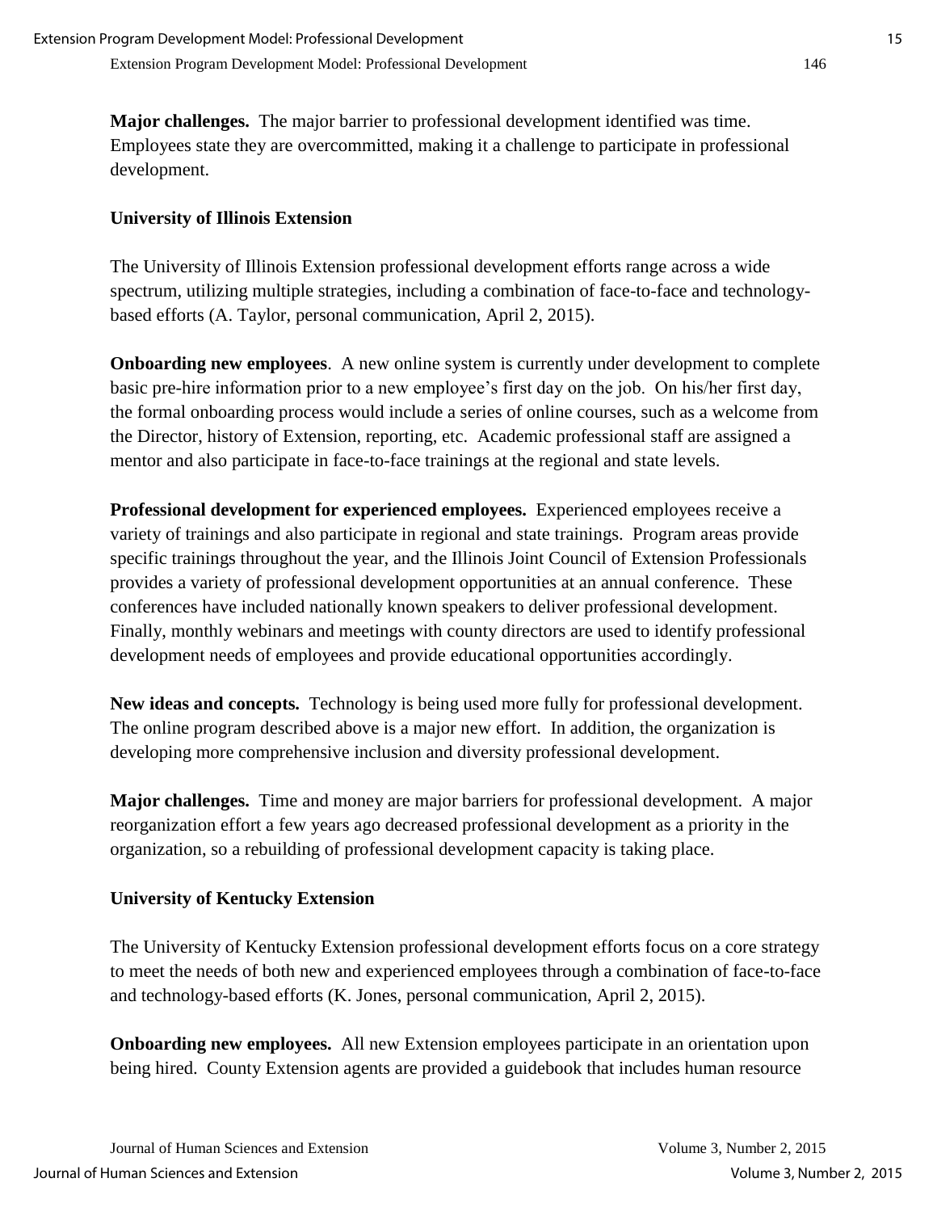**Major challenges.** The major barrier to professional development identified was time. Employees state they are overcommitted, making it a challenge to participate in professional development.

### University of Illinois Extension

The University of Illinois Extension professional development efforts range across a wide spectrum, utilizing multiple strategies, including a combination of face-to-face and technology-based efforts (A. Taylor, personal communication, April 2, 2015).

**Onboarding new employees**. A new online system is currently under development to complete basic pre-hire information prior to a new employee's first day on the job. On his/her first day, the formal onboarding process would include a series of online courses, such as a welcome from the Director, history of Extension, reporting, etc. Academic professional staff are assigned a mentor and also participate in face-to-face trainings at the regional and state levels.

**Professional development for experienced employees.** Experienced employees receive a variety of trainings and also participate in regional and state trainings. Program areas provide specific trainings throughout the year, and the Illinois Joint Council of Extension Professionals provides a variety of professional development opportunities at an annual conference. These conferences have included nationally known speakers to deliver professional development. Finally, monthly webinars and meetings with county directors are used to identify professional development needs of employees and provide educational opportunities accordingly.

**New ideas and concepts.** Technology is being used more fully for professional development. The online program described above is a major new effort. In addition, the organization is developing more comprehensive inclusion and diversity professional development.

**Major challenges.** Time and money are major barriers for professional development. A major reorganization effort a few years ago decreased professional development as a priority in the organization, so a rebuilding of professional development capacity is taking place.

### University of Kentucky Extension

The University of Kentucky Extension professional development efforts focus on a core strategy to meet the needs of both new and experienced employees through a combination of face-to-face and technology-based efforts (K. Jones, personal communication, April 2, 2015).

**Onboarding new employees.** All new Extension employees participate in an orientation upon being hired. County Extension agents are provided a guidebook that includes human resource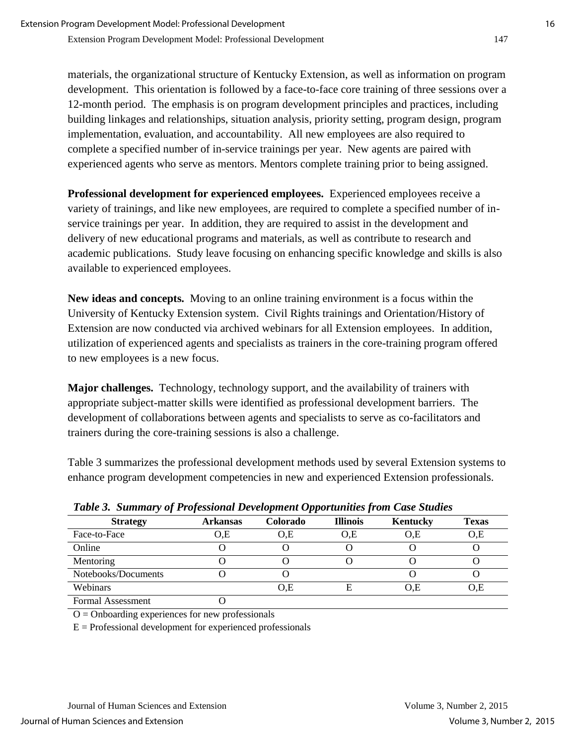materials, the organizational structure of Kentucky Extension, as well as information on program development. This orientation is followed by a face-to-face core training of three sessions over a 12-month period. The emphasis is on program development principles and practices, including building linkages and relationships, situation analysis, priority setting, program design, program implementation, evaluation, and accountability. All new employees are also required to complete a specified number of in-service trainings per year. New agents are paired with experienced agents who serve as mentors. Mentors complete training prior to being assigned.

**Professional development for experienced employees.** Experienced employees receive a variety of trainings, and like new employees, are required to complete a specified number of in-service trainings per year. In addition, they are required to assist in the development and delivery of new educational programs and materials, as well as contribute to research and academic publications. Study leave focusing on enhancing specific knowledge and skills is also available to experienced employees.

**New ideas and concepts.** Moving to an online training environment is a focus within the University of Kentucky Extension system. Civil Rights trainings and Orientation/History of Extension are now conducted via archived webinars for all Extension employees. In addition, utilization of experienced agents and specialists as trainers in the core-training program offered to new employees is a new focus.

**Major challenges.** Technology, technology support, and the availability of trainers with appropriate subject-matter skills were identified as professional development barriers. The development of collaborations between agents and specialists to serve as co-facilitators and trainers during the core-training sessions is also a challenge.

Table 3 summarizes the professional development methods used by several Extension systems to enhance program development competencies in new and experienced Extension professionals.

***Table 3. Summary of Professional Development Opportunities from Case Studies***

| Strategy | Arkansas | Colorado | Illinois | Kentucky | Texas |
|---|---|---|---|---|---|
| Face-to-Face | O,E | O,E | O,E | O,E | O,E |
| Online | O | O | O | O | O |
| Mentoring | O | O | O | O | O |
| Notebooks/Documents | O | O | | O | O |
| Webinars | | O,E | E | O,E | O,E |
| Formal Assessment | O | | | | |

O = Onboarding experiences for new professionals

E = Professional development for experienced professionals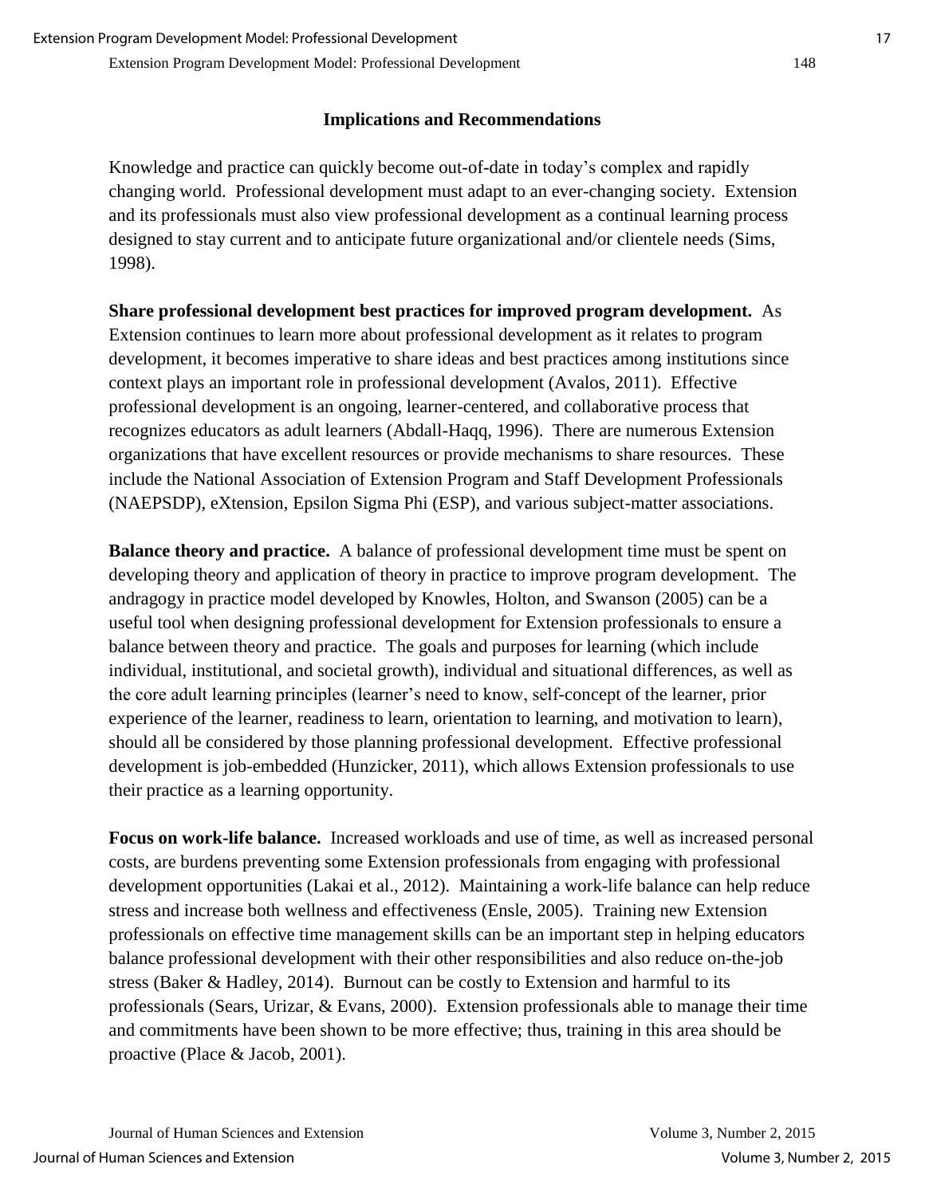## Implications and Recommendations

Knowledge and practice can quickly become out-of-date in today's complex and rapidly changing world. Professional development must adapt to an ever-changing society. Extension and its professionals must also view professional development as a continual learning process designed to stay current and to anticipate future organizational and/or clientele needs (Sims, 1998).

**Share professional development best practices for improved program development.** As Extension continues to learn more about professional development as it relates to program development, it becomes imperative to share ideas and best practices among institutions since context plays an important role in professional development (Avalos, 2011). Effective professional development is an ongoing, learner-centered, and collaborative process that recognizes educators as adult learners (Abdall-Haqq, 1996). There are numerous Extension organizations that have excellent resources or provide mechanisms to share resources. These include the National Association of Extension Program and Staff Development Professionals (NAEPSDP), eXtension, Epsilon Sigma Phi (ESP), and various subject-matter associations.

**Balance theory and practice.** A balance of professional development time must be spent on developing theory and application of theory in practice to improve program development. The andragogy in practice model developed by Knowles, Holton, and Swanson (2005) can be a useful tool when designing professional development for Extension professionals to ensure a balance between theory and practice. The goals and purposes for learning (which include individual, institutional, and societal growth), individual and situational differences, as well as the core adult learning principles (learner's need to know, self-concept of the learner, prior experience of the learner, readiness to learn, orientation to learning, and motivation to learn), should all be considered by those planning professional development. Effective professional development is job-embedded (Hunzicker, 2011), which allows Extension professionals to use their practice as a learning opportunity.

**Focus on work-life balance.** Increased workloads and use of time, as well as increased personal costs, are burdens preventing some Extension professionals from engaging with professional development opportunities (Lakai et al., 2012). Maintaining a work-life balance can help reduce stress and increase both wellness and effectiveness (Ensle, 2005). Training new Extension professionals on effective time management skills can be an important step in helping educators balance professional development with their other responsibilities and also reduce on-the-job stress (Baker & Hadley, 2014). Burnout can be costly to Extension and harmful to its professionals (Sears, Urizar, & Evans, 2000). Extension professionals able to manage their time and commitments have been shown to be more effective; thus, training in this area should be proactive (Place & Jacob, 2001).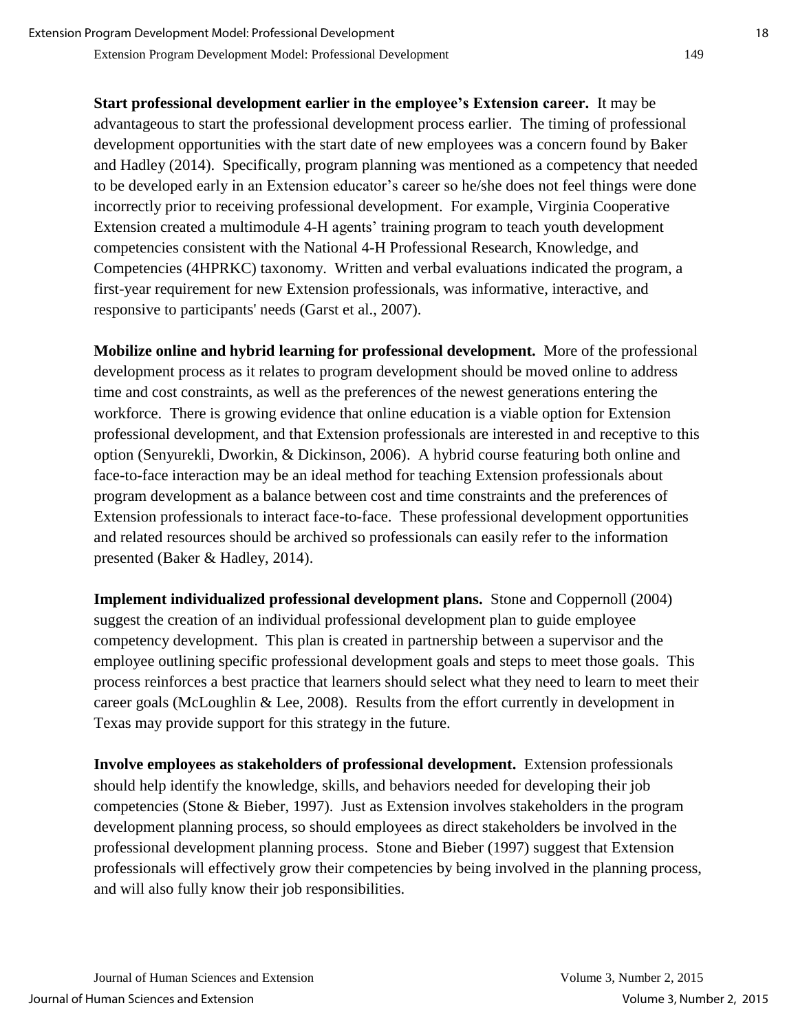**Start professional development earlier in the employee's Extension career.** It may be advantageous to start the professional development process earlier. The timing of professional development opportunities with the start date of new employees was a concern found by Baker and Hadley (2014). Specifically, program planning was mentioned as a competency that needed to be developed early in an Extension educator's career so he/she does not feel things were done incorrectly prior to receiving professional development. For example, Virginia Cooperative Extension created a multimodule 4-H agents' training program to teach youth development competencies consistent with the National 4-H Professional Research, Knowledge, and Competencies (4HPRKC) taxonomy. Written and verbal evaluations indicated the program, a first-year requirement for new Extension professionals, was informative, interactive, and responsive to participants' needs (Garst et al., 2007).

**Mobilize online and hybrid learning for professional development.** More of the professional development process as it relates to program development should be moved online to address time and cost constraints, as well as the preferences of the newest generations entering the workforce. There is growing evidence that online education is a viable option for Extension professional development, and that Extension professionals are interested in and receptive to this option (Senyurekli, Dworkin, & Dickinson, 2006). A hybrid course featuring both online and face-to-face interaction may be an ideal method for teaching Extension professionals about program development as a balance between cost and time constraints and the preferences of Extension professionals to interact face-to-face. These professional development opportunities and related resources should be archived so professionals can easily refer to the information presented (Baker & Hadley, 2014).

**Implement individualized professional development plans.** Stone and Coppernoll (2004) suggest the creation of an individual professional development plan to guide employee competency development. This plan is created in partnership between a supervisor and the employee outlining specific professional development goals and steps to meet those goals. This process reinforces a best practice that learners should select what they need to learn to meet their career goals (McLoughlin & Lee, 2008). Results from the effort currently in development in Texas may provide support for this strategy in the future.

**Involve employees as stakeholders of professional development.** Extension professionals should help identify the knowledge, skills, and behaviors needed for developing their job competencies (Stone & Bieber, 1997). Just as Extension involves stakeholders in the program development planning process, so should employees as direct stakeholders be involved in the professional development planning process. Stone and Bieber (1997) suggest that Extension professionals will effectively grow their competencies by being involved in the planning process, and will also fully know their job responsibilities.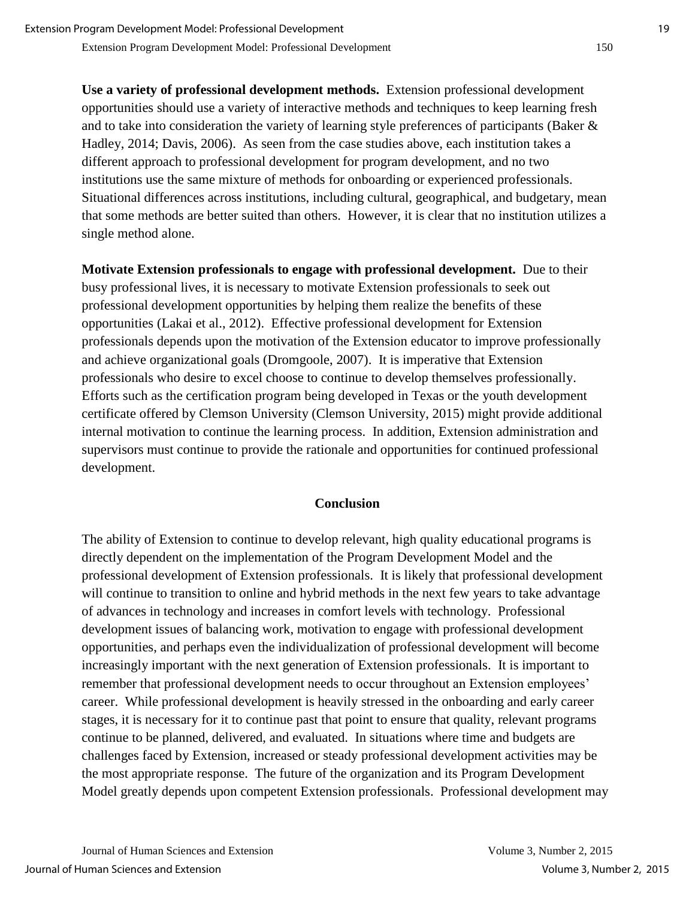**Use a variety of professional development methods.** Extension professional development opportunities should use a variety of interactive methods and techniques to keep learning fresh and to take into consideration the variety of learning style preferences of participants (Baker & Hadley, 2014; Davis, 2006). As seen from the case studies above, each institution takes a different approach to professional development for program development, and no two institutions use the same mixture of methods for onboarding or experienced professionals. Situational differences across institutions, including cultural, geographical, and budgetary, mean that some methods are better suited than others. However, it is clear that no institution utilizes a single method alone.

**Motivate Extension professionals to engage with professional development.** Due to their busy professional lives, it is necessary to motivate Extension professionals to seek out professional development opportunities by helping them realize the benefits of these opportunities (Lakai et al., 2012). Effective professional development for Extension professionals depends upon the motivation of the Extension educator to improve professionally and achieve organizational goals (Dromgoole, 2007). It is imperative that Extension professionals who desire to excel choose to continue to develop themselves professionally. Efforts such as the certification program being developed in Texas or the youth development certificate offered by Clemson University (Clemson University, 2015) might provide additional internal motivation to continue the learning process. In addition, Extension administration and supervisors must continue to provide the rationale and opportunities for continued professional development.

## Conclusion

The ability of Extension to continue to develop relevant, high quality educational programs is directly dependent on the implementation of the Program Development Model and the professional development of Extension professionals. It is likely that professional development will continue to transition to online and hybrid methods in the next few years to take advantage of advances in technology and increases in comfort levels with technology. Professional development issues of balancing work, motivation to engage with professional development opportunities, and perhaps even the individualization of professional development will become increasingly important with the next generation of Extension professionals. It is important to remember that professional development needs to occur throughout an Extension employees' career. While professional development is heavily stressed in the onboarding and early career stages, it is necessary for it to continue past that point to ensure that quality, relevant programs continue to be planned, delivered, and evaluated. In situations where time and budgets are challenges faced by Extension, increased or steady professional development activities may be the most appropriate response. The future of the organization and its Program Development Model greatly depends upon competent Extension professionals. Professional development may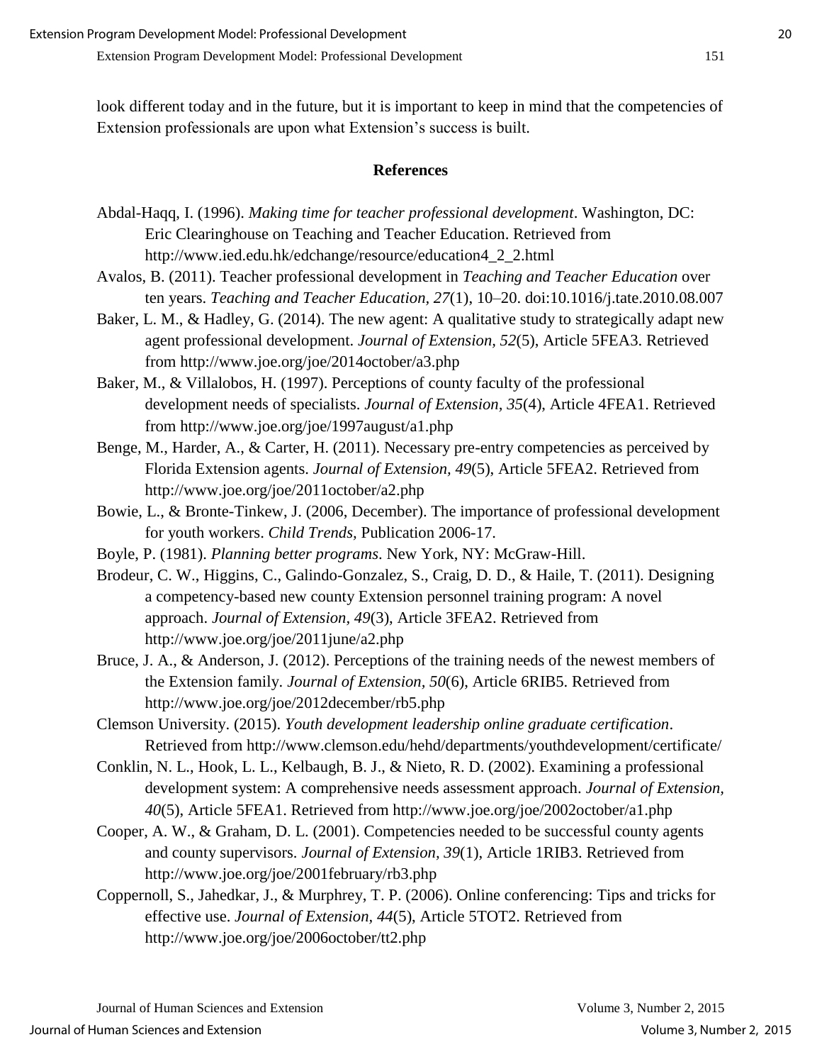look different today and in the future, but it is important to keep in mind that the competencies of Extension professionals are upon what Extension's success is built.

## References

Abdal-Haqq, I. (1996). *Making time for teacher professional development*. Washington, DC: Eric Clearinghouse on Teaching and Teacher Education. Retrieved from http://www.ied.edu.hk/edchange/resource/education4_2_2.html

Avalos, B. (2011). Teacher professional development in *Teaching and Teacher Education* over ten years. *Teaching and Teacher Education, 27*(1), 10–20. doi:10.1016/j.tate.2010.08.007

Baker, L. M., & Hadley, G. (2014). The new agent: A qualitative study to strategically adapt new agent professional development. *Journal of Extension, 52*(5), Article 5FEA3. Retrieved from http://www.joe.org/joe/2014october/a3.php

Baker, M., & Villalobos, H. (1997). Perceptions of county faculty of the professional development needs of specialists. *Journal of Extension, 35*(4), Article 4FEA1. Retrieved from http://www.joe.org/joe/1997august/a1.php

Benge, M., Harder, A., & Carter, H. (2011). Necessary pre-entry competencies as perceived by Florida Extension agents. *Journal of Extension, 49*(5), Article 5FEA2. Retrieved from http://www.joe.org/joe/2011october/a2.php

Bowie, L., & Bronte-Tinkew, J. (2006, December). The importance of professional development for youth workers. *Child Trends*, Publication 2006-17.

Boyle, P. (1981). *Planning better programs*. New York, NY: McGraw-Hill.

Brodeur, C. W., Higgins, C., Galindo-Gonzalez, S., Craig, D. D., & Haile, T. (2011). Designing a competency-based new county Extension personnel training program: A novel approach. *Journal of Extension, 49*(3), Article 3FEA2. Retrieved from http://www.joe.org/joe/2011june/a2.php

Bruce, J. A., & Anderson, J. (2012). Perceptions of the training needs of the newest members of the Extension family. *Journal of Extension, 50*(6), Article 6RIB5. Retrieved from http://www.joe.org/joe/2012december/rb5.php

Clemson University. (2015). *Youth development leadership online graduate certification*. Retrieved from http://www.clemson.edu/hehd/departments/youthdevelopment/certificate/

Conklin, N. L., Hook, L. L., Kelbaugh, B. J., & Nieto, R. D. (2002). Examining a professional development system: A comprehensive needs assessment approach. *Journal of Extension, 40*(5), Article 5FEA1. Retrieved from http://www.joe.org/joe/2002october/a1.php

Cooper, A. W., & Graham, D. L. (2001). Competencies needed to be successful county agents and county supervisors. *Journal of Extension, 39*(1), Article 1RIB3. Retrieved from http://www.joe.org/joe/2001february/rb3.php

Coppernoll, S., Jahedkar, J., & Murphrey, T. P. (2006). Online conferencing: Tips and tricks for effective use. *Journal of Extension, 44*(5), Article 5TOT2. Retrieved from http://www.joe.org/joe/2006october/tt2.php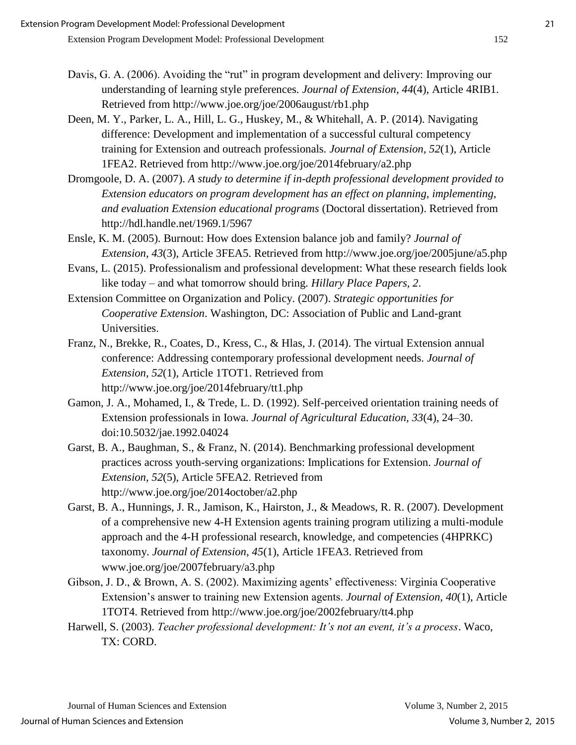Davis, G. A. (2006). Avoiding the "rut" in program development and delivery: Improving our understanding of learning style preferences. *Journal of Extension, 44*(4), Article 4RIB1. Retrieved from http://www.joe.org/joe/2006august/rb1.php

Deen, M. Y., Parker, L. A., Hill, L. G., Huskey, M., & Whitehall, A. P. (2014). Navigating difference: Development and implementation of a successful cultural competency training for Extension and outreach professionals. *Journal of Extension, 52*(1), Article 1FEA2. Retrieved from http://www.joe.org/joe/2014february/a2.php

Dromgoole, D. A. (2007). *A study to determine if in-depth professional development provided to Extension educators on program development has an effect on planning, implementing, and evaluation Extension educational programs* (Doctoral dissertation). Retrieved from http://hdl.handle.net/1969.1/5967

Ensle, K. M. (2005). Burnout: How does Extension balance job and family? *Journal of Extension, 43*(3), Article 3FEA5. Retrieved from http://www.joe.org/joe/2005june/a5.php

Evans, L. (2015). Professionalism and professional development: What these research fields look like today – and what tomorrow should bring. *Hillary Place Papers, 2*.

Extension Committee on Organization and Policy. (2007). *Strategic opportunities for Cooperative Extension*. Washington, DC: Association of Public and Land-grant Universities.

Franz, N., Brekke, R., Coates, D., Kress, C., & Hlas, J. (2014). The virtual Extension annual conference: Addressing contemporary professional development needs. *Journal of Extension, 52*(1), Article 1TOT1. Retrieved from http://www.joe.org/joe/2014february/tt1.php

Gamon, J. A., Mohamed, I., & Trede, L. D. (1992). Self-perceived orientation training needs of Extension professionals in Iowa. *Journal of Agricultural Education, 33*(4), 24–30. doi:10.5032/jae.1992.04024

Garst, B. A., Baughman, S., & Franz, N. (2014). Benchmarking professional development practices across youth-serving organizations: Implications for Extension. *Journal of Extension, 52*(5), Article 5FEA2. Retrieved from http://www.joe.org/joe/2014october/a2.php

Garst, B. A., Hunnings, J. R., Jamison, K., Hairston, J., & Meadows, R. R. (2007). Development of a comprehensive new 4-H Extension agents training program utilizing a multi-module approach and the 4-H professional research, knowledge, and competencies (4HPRKC) taxonomy. *Journal of Extension, 45*(1), Article 1FEA3. Retrieved from www.joe.org/joe/2007february/a3.php

Gibson, J. D., & Brown, A. S. (2002). Maximizing agents' effectiveness: Virginia Cooperative Extension's answer to training new Extension agents. *Journal of Extension, 40*(1), Article 1TOT4. Retrieved from http://www.joe.org/joe/2002february/tt4.php

Harwell, S. (2003). *Teacher professional development: It's not an event, it's a process*. Waco, TX: CORD.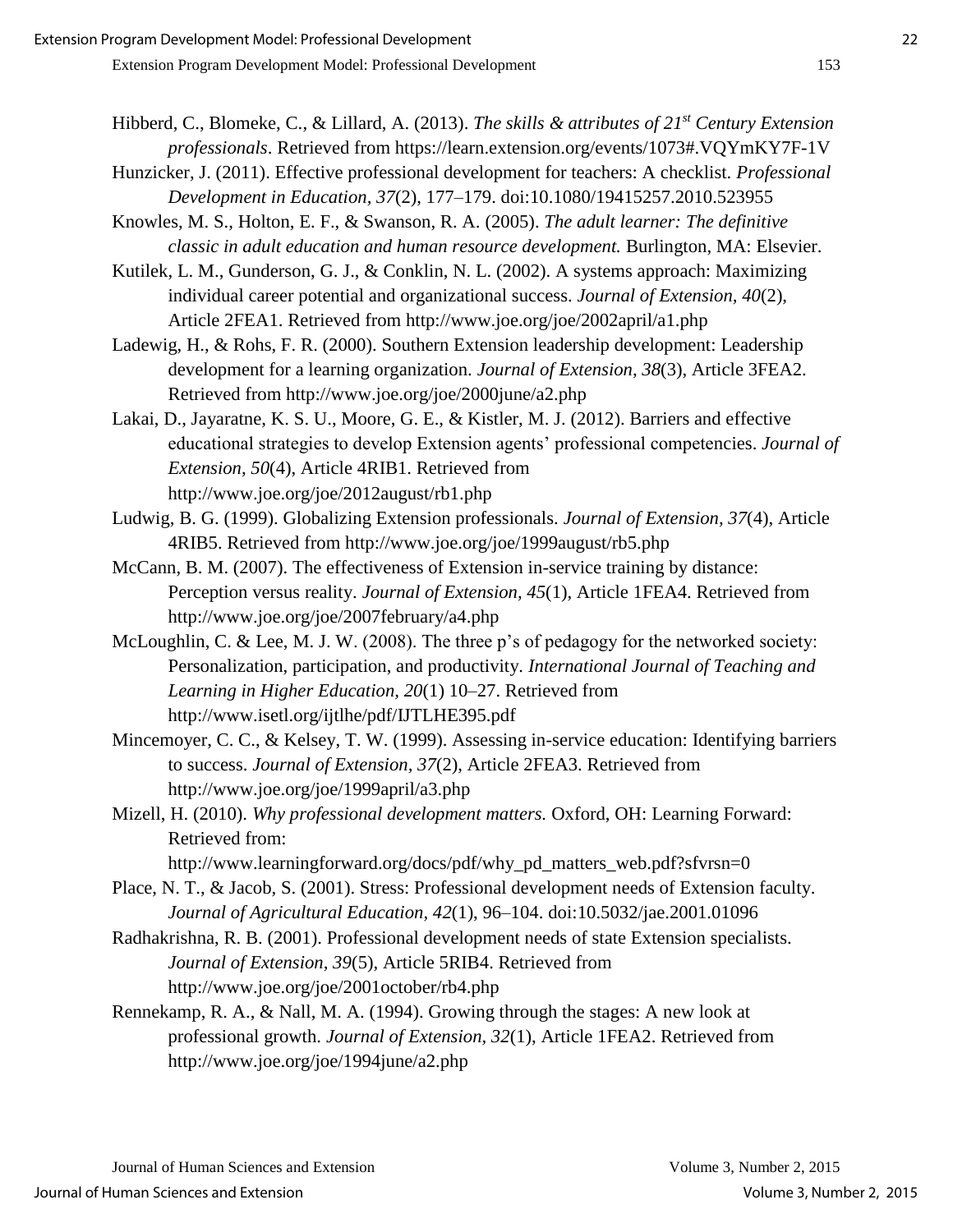Hibberd, C., Blomeke, C., & Lillard, A. (2013). *The skills & attributes of 21st Century Extension professionals*. Retrieved from https://learn.extension.org/events/1073#.VQYmKY7F-1V

Hunzicker, J. (2011). Effective professional development for teachers: A checklist. *Professional Development in Education, 37*(2), 177–179. doi:10.1080/19415257.2010.523955

Knowles, M. S., Holton, E. F., & Swanson, R. A. (2005). *The adult learner: The definitive classic in adult education and human resource development.* Burlington, MA: Elsevier.

Kutilek, L. M., Gunderson, G. J., & Conklin, N. L. (2002). A systems approach: Maximizing individual career potential and organizational success. *Journal of Extension, 40*(2), Article 2FEA1. Retrieved from http://www.joe.org/joe/2002april/a1.php

Ladewig, H., & Rohs, F. R. (2000). Southern Extension leadership development: Leadership development for a learning organization. *Journal of Extension, 38*(3), Article 3FEA2. Retrieved from http://www.joe.org/joe/2000june/a2.php

Lakai, D., Jayaratne, K. S. U., Moore, G. E., & Kistler, M. J. (2012). Barriers and effective educational strategies to develop Extension agents' professional competencies. *Journal of Extension, 50*(4), Article 4RIB1. Retrieved from http://www.joe.org/joe/2012august/rb1.php

Ludwig, B. G. (1999). Globalizing Extension professionals. *Journal of Extension, 37*(4), Article 4RIB5. Retrieved from http://www.joe.org/joe/1999august/rb5.php

McCann, B. M. (2007). The effectiveness of Extension in-service training by distance: Perception versus reality. *Journal of Extension, 45*(1), Article 1FEA4. Retrieved from http://www.joe.org/joe/2007february/a4.php

McLoughlin, C. & Lee, M. J. W. (2008). The three p's of pedagogy for the networked society: Personalization, participation, and productivity. *International Journal of Teaching and Learning in Higher Education, 20*(1) 10–27. Retrieved from http://www.isetl.org/ijtlhe/pdf/IJTLHE395.pdf

Mincemoyer, C. C., & Kelsey, T. W. (1999). Assessing in-service education: Identifying barriers to success. *Journal of Extension, 37*(2), Article 2FEA3. Retrieved from http://www.joe.org/joe/1999april/a3.php

Mizell, H. (2010). *Why professional development matters.* Oxford, OH: Learning Forward: Retrieved from: http://www.learningforward.org/docs/pdf/why_pd_matters_web.pdf?sfvrsn=0

Place, N. T., & Jacob, S. (2001). Stress: Professional development needs of Extension faculty. *Journal of Agricultural Education, 42*(1), 96–104. doi:10.5032/jae.2001.01096

Radhakrishna, R. B. (2001). Professional development needs of state Extension specialists. *Journal of Extension, 39*(5), Article 5RIB4. Retrieved from http://www.joe.org/joe/2001october/rb4.php

Rennekamp, R. A., & Nall, M. A. (1994). Growing through the stages: A new look at professional growth. *Journal of Extension, 32*(1), Article 1FEA2. Retrieved from http://www.joe.org/joe/1994june/a2.php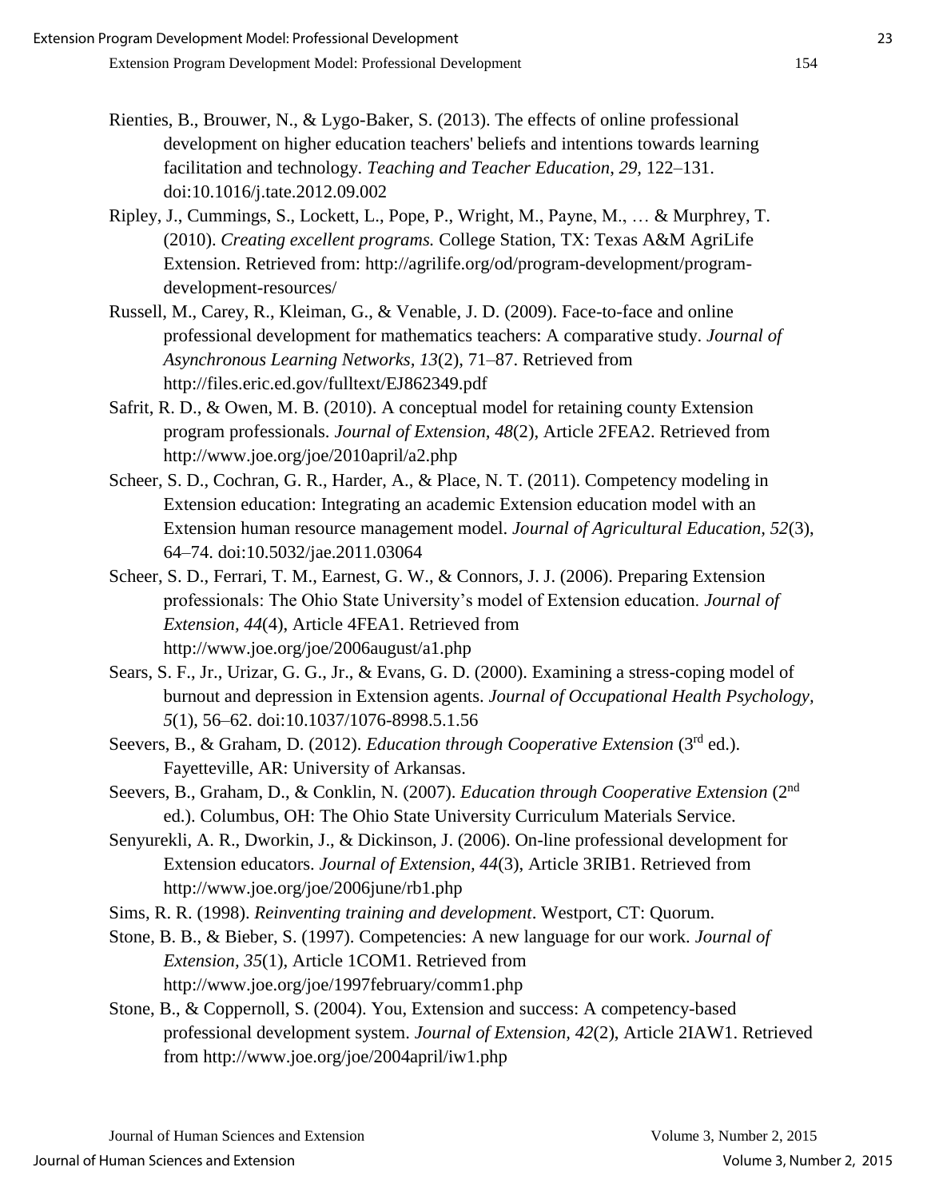Rienties, B., Brouwer, N., & Lygo-Baker, S. (2013). The effects of online professional development on higher education teachers' beliefs and intentions towards learning facilitation and technology. *Teaching and Teacher Education*, *29*, 122–131. doi:10.1016/j.tate.2012.09.002

Ripley, J., Cummings, S., Lockett, L., Pope, P., Wright, M., Payne, M., … & Murphrey, T. (2010). *Creating excellent programs.* College Station, TX: Texas A&M AgriLife Extension. Retrieved from: http://agrilife.org/od/program-development/program-development-resources/

Russell, M., Carey, R., Kleiman, G., & Venable, J. D. (2009). Face-to-face and online professional development for mathematics teachers: A comparative study. *Journal of Asynchronous Learning Networks*, *13*(2), 71–87. Retrieved from http://files.eric.ed.gov/fulltext/EJ862349.pdf

Safrit, R. D., & Owen, M. B. (2010). A conceptual model for retaining county Extension program professionals. *Journal of Extension, 48*(2), Article 2FEA2. Retrieved from http://www.joe.org/joe/2010april/a2.php

Scheer, S. D., Cochran, G. R., Harder, A., & Place, N. T. (2011). Competency modeling in Extension education: Integrating an academic Extension education model with an Extension human resource management model. *Journal of Agricultural Education*, *52*(3), 64–74. doi:10.5032/jae.2011.03064

Scheer, S. D., Ferrari, T. M., Earnest, G. W., & Connors, J. J. (2006). Preparing Extension professionals: The Ohio State University's model of Extension education. *Journal of Extension*, *44*(4), Article 4FEA1. Retrieved from http://www.joe.org/joe/2006august/a1.php

Sears, S. F., Jr., Urizar, G. G., Jr., & Evans, G. D. (2000). Examining a stress-coping model of burnout and depression in Extension agents. *Journal of Occupational Health Psychology, 5*(1), 56–62. doi:10.1037/1076-8998.5.1.56

Seevers, B., & Graham, D. (2012). *Education through Cooperative Extension* (3rd ed.). Fayetteville, AR: University of Arkansas.

Seevers, B., Graham, D., & Conklin, N. (2007). *Education through Cooperative Extension* (2nd ed.). Columbus, OH: The Ohio State University Curriculum Materials Service.

Senyurekli, A. R., Dworkin, J., & Dickinson, J. (2006). On-line professional development for Extension educators. *Journal of Extension, 44*(3), Article 3RIB1. Retrieved from http://www.joe.org/joe/2006june/rb1.php

Sims, R. R. (1998). *Reinventing training and development*. Westport, CT: Quorum.

Stone, B. B., & Bieber, S. (1997). Competencies: A new language for our work. *Journal of Extension, 35*(1), Article 1COM1. Retrieved from http://www.joe.org/joe/1997february/comm1.php

Stone, B., & Coppernoll, S. (2004). You, Extension and success: A competency-based professional development system. *Journal of Extension, 42*(2), Article 2IAW1. Retrieved from http://www.joe.org/joe/2004april/iw1.php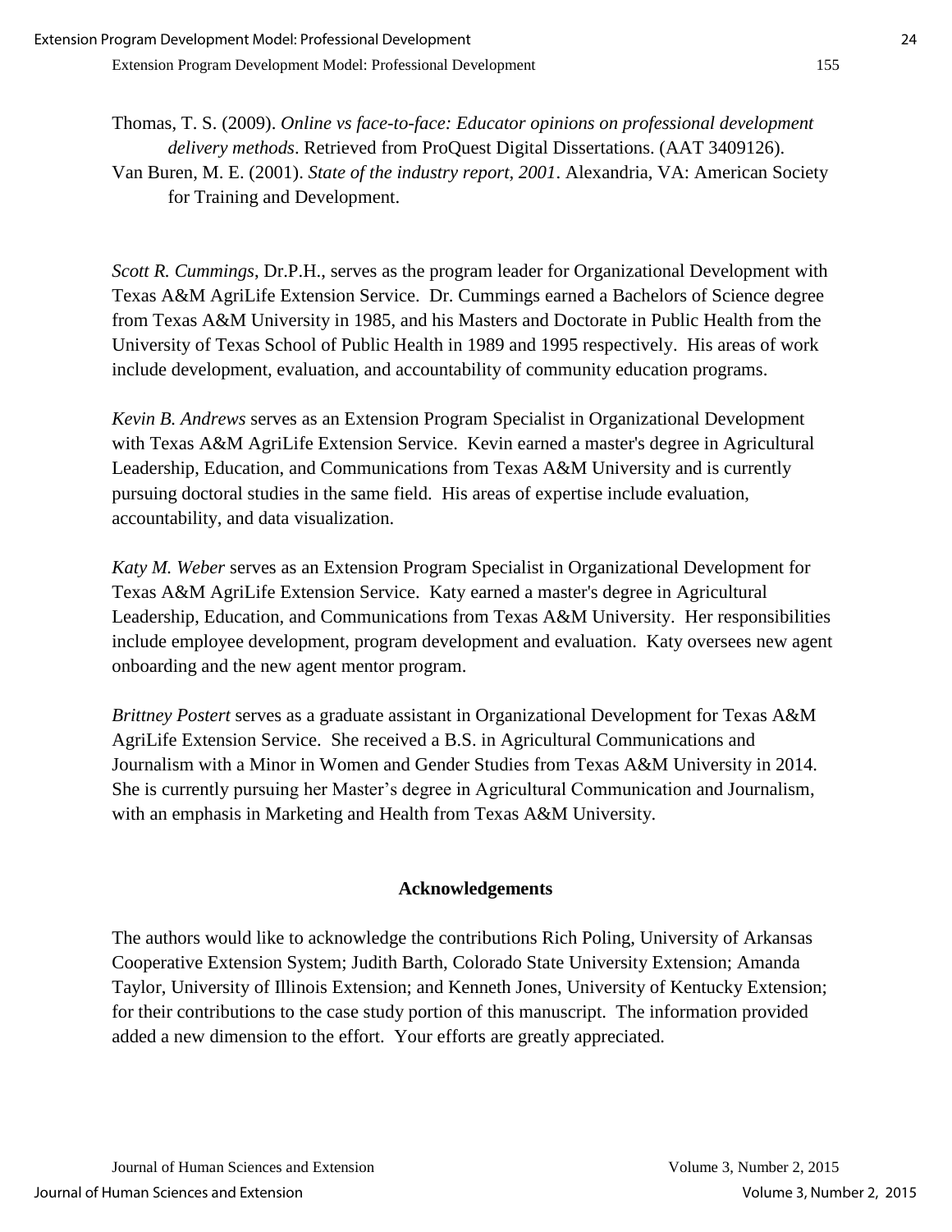Thomas, T. S. (2009). *Online vs face-to-face: Educator opinions on professional development delivery methods*. Retrieved from ProQuest Digital Dissertations. (AAT 3409126).

Van Buren, M. E. (2001). *State of the industry report, 2001*. Alexandria, VA: American Society for Training and Development.

*Scott R. Cummings*, Dr.P.H., serves as the program leader for Organizational Development with Texas A&M AgriLife Extension Service. Dr. Cummings earned a Bachelors of Science degree from Texas A&M University in 1985, and his Masters and Doctorate in Public Health from the University of Texas School of Public Health in 1989 and 1995 respectively. His areas of work include development, evaluation, and accountability of community education programs.

*Kevin B. Andrews* serves as an Extension Program Specialist in Organizational Development with Texas A&M AgriLife Extension Service. Kevin earned a master's degree in Agricultural Leadership, Education, and Communications from Texas A&M University and is currently pursuing doctoral studies in the same field. His areas of expertise include evaluation, accountability, and data visualization.

*Katy M. Weber* serves as an Extension Program Specialist in Organizational Development for Texas A&M AgriLife Extension Service. Katy earned a master's degree in Agricultural Leadership, Education, and Communications from Texas A&M University. Her responsibilities include employee development, program development and evaluation. Katy oversees new agent onboarding and the new agent mentor program.

*Brittney Postert* serves as a graduate assistant in Organizational Development for Texas A&M AgriLife Extension Service. She received a B.S. in Agricultural Communications and Journalism with a Minor in Women and Gender Studies from Texas A&M University in 2014. She is currently pursuing her Master's degree in Agricultural Communication and Journalism, with an emphasis in Marketing and Health from Texas A&M University.

## Acknowledgements

The authors would like to acknowledge the contributions Rich Poling, University of Arkansas Cooperative Extension System; Judith Barth, Colorado State University Extension; Amanda Taylor, University of Illinois Extension; and Kenneth Jones, University of Kentucky Extension; for their contributions to the case study portion of this manuscript. The information provided added a new dimension to the effort. Your efforts are greatly appreciated.